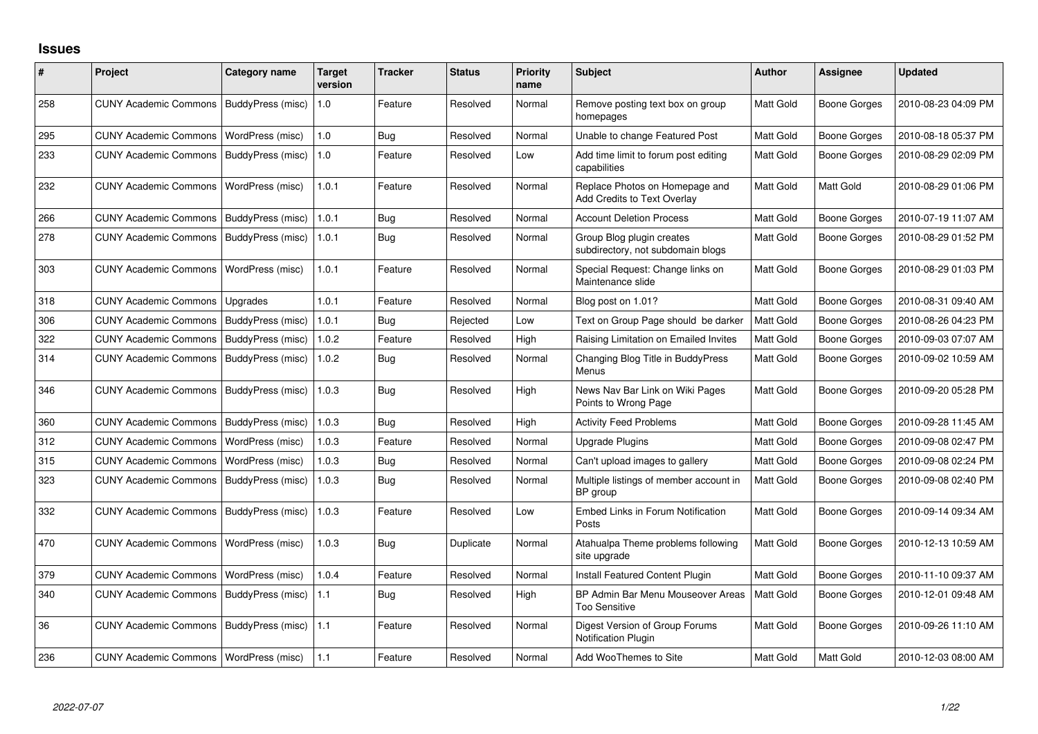## Issues

| # | Project | Category name | Target version | Tracker | Status | Priority name | Subject | Author | Assignee | Updated |
|---|---|---|---|---|---|---|---|---|---|---|
| 258 | CUNY Academic Commons | BuddyPress (misc) | 1.0 | Feature | Resolved | Normal | Remove posting text box on group homepages | Matt Gold | Boone Gorges | 2010-08-23 04:09 PM |
| 295 | CUNY Academic Commons | WordPress (misc) | 1.0 | Bug | Resolved | Normal | Unable to change Featured Post | Matt Gold | Boone Gorges | 2010-08-18 05:37 PM |
| 233 | CUNY Academic Commons | BuddyPress (misc) | 1.0 | Feature | Resolved | Low | Add time limit to forum post editing capabilities | Matt Gold | Boone Gorges | 2010-08-29 02:09 PM |
| 232 | CUNY Academic Commons | WordPress (misc) | 1.0.1 | Feature | Resolved | Normal | Replace Photos on Homepage and Add Credits to Text Overlay | Matt Gold | Matt Gold | 2010-08-29 01:06 PM |
| 266 | CUNY Academic Commons | BuddyPress (misc) | 1.0.1 | Bug | Resolved | Normal | Account Deletion Process | Matt Gold | Boone Gorges | 2010-07-19 11:07 AM |
| 278 | CUNY Academic Commons | BuddyPress (misc) | 1.0.1 | Bug | Resolved | Normal | Group Blog plugin creates subdirectory, not subdomain blogs | Matt Gold | Boone Gorges | 2010-08-29 01:52 PM |
| 303 | CUNY Academic Commons | WordPress (misc) | 1.0.1 | Feature | Resolved | Normal | Special Request: Change links on Maintenance slide | Matt Gold | Boone Gorges | 2010-08-29 01:03 PM |
| 318 | CUNY Academic Commons | Upgrades | 1.0.1 | Feature | Resolved | Normal | Blog post on 1.01? | Matt Gold | Boone Gorges | 2010-08-31 09:40 AM |
| 306 | CUNY Academic Commons | BuddyPress (misc) | 1.0.1 | Bug | Rejected | Low | Text on Group Page should be darker | Matt Gold | Boone Gorges | 2010-08-26 04:23 PM |
| 322 | CUNY Academic Commons | BuddyPress (misc) | 1.0.2 | Feature | Resolved | High | Raising Limitation on Emailed Invites | Matt Gold | Boone Gorges | 2010-09-03 07:07 AM |
| 314 | CUNY Academic Commons | BuddyPress (misc) | 1.0.2 | Bug | Resolved | Normal | Changing Blog Title in BuddyPress Menus | Matt Gold | Boone Gorges | 2010-09-02 10:59 AM |
| 346 | CUNY Academic Commons | BuddyPress (misc) | 1.0.3 | Bug | Resolved | High | News Nav Bar Link on Wiki Pages Points to Wrong Page | Matt Gold | Boone Gorges | 2010-09-20 05:28 PM |
| 360 | CUNY Academic Commons | BuddyPress (misc) | 1.0.3 | Bug | Resolved | High | Activity Feed Problems | Matt Gold | Boone Gorges | 2010-09-28 11:45 AM |
| 312 | CUNY Academic Commons | WordPress (misc) | 1.0.3 | Feature | Resolved | Normal | Upgrade Plugins | Matt Gold | Boone Gorges | 2010-09-08 02:47 PM |
| 315 | CUNY Academic Commons | WordPress (misc) | 1.0.3 | Bug | Resolved | Normal | Can't upload images to gallery | Matt Gold | Boone Gorges | 2010-09-08 02:24 PM |
| 323 | CUNY Academic Commons | BuddyPress (misc) | 1.0.3 | Bug | Resolved | Normal | Multiple listings of member account in BP group | Matt Gold | Boone Gorges | 2010-09-08 02:40 PM |
| 332 | CUNY Academic Commons | BuddyPress (misc) | 1.0.3 | Feature | Resolved | Low | Embed Links in Forum Notification Posts | Matt Gold | Boone Gorges | 2010-09-14 09:34 AM |
| 470 | CUNY Academic Commons | WordPress (misc) | 1.0.3 | Bug | Duplicate | Normal | Atahualpa Theme problems following site upgrade | Matt Gold | Boone Gorges | 2010-12-13 10:59 AM |
| 379 | CUNY Academic Commons | WordPress (misc) | 1.0.4 | Feature | Resolved | Normal | Install Featured Content Plugin | Matt Gold | Boone Gorges | 2010-11-10 09:37 AM |
| 340 | CUNY Academic Commons | BuddyPress (misc) | 1.1 | Bug | Resolved | High | BP Admin Bar Menu Mouseover Areas Too Sensitive | Matt Gold | Boone Gorges | 2010-12-01 09:48 AM |
| 36 | CUNY Academic Commons | BuddyPress (misc) | 1.1 | Feature | Resolved | Normal | Digest Version of Group Forums Notification Plugin | Matt Gold | Boone Gorges | 2010-09-26 11:10 AM |
| 236 | CUNY Academic Commons | WordPress (misc) | 1.1 | Feature | Resolved | Normal | Add WooThemes to Site | Matt Gold | Matt Gold | 2010-12-03 08:00 AM |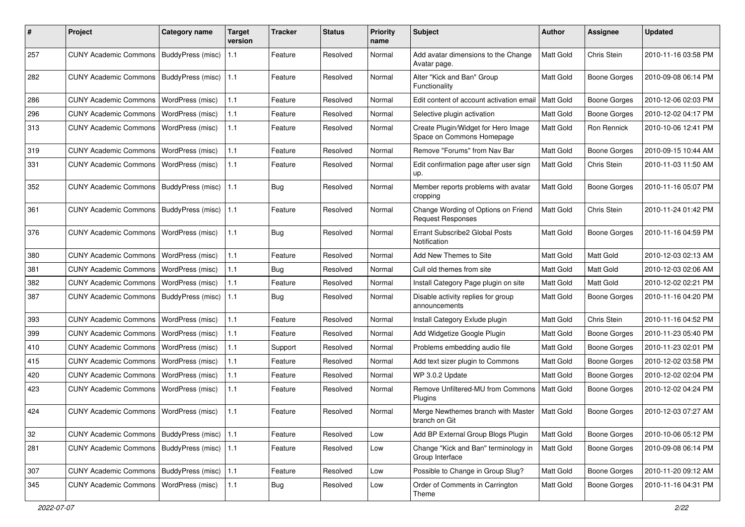| # | Project | Category name | Target version | Tracker | Status | Priority name | Subject | Author | Assignee | Updated |
|---|---|---|---|---|---|---|---|---|---|---|
| 257 | CUNY Academic Commons | BuddyPress (misc) | 1.1 | Feature | Resolved | Normal | Add avatar dimensions to the Change Avatar page. | Matt Gold | Chris Stein | 2010-11-16 03:58 PM |
| 282 | CUNY Academic Commons | BuddyPress (misc) | 1.1 | Feature | Resolved | Normal | Alter "Kick and Ban" Group Functionality | Matt Gold | Boone Gorges | 2010-09-08 06:14 PM |
| 286 | CUNY Academic Commons | WordPress (misc) | 1.1 | Feature | Resolved | Normal | Edit content of account activation email | Matt Gold | Boone Gorges | 2010-12-06 02:03 PM |
| 296 | CUNY Academic Commons | WordPress (misc) | 1.1 | Feature | Resolved | Normal | Selective plugin activation | Matt Gold | Boone Gorges | 2010-12-02 04:17 PM |
| 313 | CUNY Academic Commons | WordPress (misc) | 1.1 | Feature | Resolved | Normal | Create Plugin/Widget for Hero Image Space on Commons Homepage | Matt Gold | Ron Rennick | 2010-10-06 12:41 PM |
| 319 | CUNY Academic Commons | WordPress (misc) | 1.1 | Feature | Resolved | Normal | Remove "Forums" from Nav Bar | Matt Gold | Boone Gorges | 2010-09-15 10:44 AM |
| 331 | CUNY Academic Commons | WordPress (misc) | 1.1 | Feature | Resolved | Normal | Edit confirmation page after user sign up. | Matt Gold | Chris Stein | 2010-11-03 11:50 AM |
| 352 | CUNY Academic Commons | BuddyPress (misc) | 1.1 | Bug | Resolved | Normal | Member reports problems with avatar cropping | Matt Gold | Boone Gorges | 2010-11-16 05:07 PM |
| 361 | CUNY Academic Commons | BuddyPress (misc) | 1.1 | Feature | Resolved | Normal | Change Wording of Options on Friend Request Responses | Matt Gold | Chris Stein | 2010-11-24 01:42 PM |
| 376 | CUNY Academic Commons | WordPress (misc) | 1.1 | Bug | Resolved | Normal | Errant Subscribe2 Global Posts Notification | Matt Gold | Boone Gorges | 2010-11-16 04:59 PM |
| 380 | CUNY Academic Commons | WordPress (misc) | 1.1 | Feature | Resolved | Normal | Add New Themes to Site | Matt Gold | Matt Gold | 2010-12-03 02:13 AM |
| 381 | CUNY Academic Commons | WordPress (misc) | 1.1 | Bug | Resolved | Normal | Cull old themes from site | Matt Gold | Matt Gold | 2010-12-03 02:06 AM |
| 382 | CUNY Academic Commons | WordPress (misc) | 1.1 | Feature | Resolved | Normal | Install Category Page plugin on site | Matt Gold | Matt Gold | 2010-12-02 02:21 PM |
| 387 | CUNY Academic Commons | BuddyPress (misc) | 1.1 | Bug | Resolved | Normal | Disable activity replies for group announcements | Matt Gold | Boone Gorges | 2010-11-16 04:20 PM |
| 393 | CUNY Academic Commons | WordPress (misc) | 1.1 | Feature | Resolved | Normal | Install Category Exlude plugin | Matt Gold | Chris Stein | 2010-11-16 04:52 PM |
| 399 | CUNY Academic Commons | WordPress (misc) | 1.1 | Feature | Resolved | Normal | Add Widgetize Google Plugin | Matt Gold | Boone Gorges | 2010-11-23 05:40 PM |
| 410 | CUNY Academic Commons | WordPress (misc) | 1.1 | Support | Resolved | Normal | Problems embedding audio file | Matt Gold | Boone Gorges | 2010-11-23 02:01 PM |
| 415 | CUNY Academic Commons | WordPress (misc) | 1.1 | Feature | Resolved | Normal | Add text sizer plugin to Commons | Matt Gold | Boone Gorges | 2010-12-02 03:58 PM |
| 420 | CUNY Academic Commons | WordPress (misc) | 1.1 | Feature | Resolved | Normal | WP 3.0.2 Update | Matt Gold | Boone Gorges | 2010-12-02 02:04 PM |
| 423 | CUNY Academic Commons | WordPress (misc) | 1.1 | Feature | Resolved | Normal | Remove Unfiltered-MU from Commons Plugins | Matt Gold | Boone Gorges | 2010-12-02 04:24 PM |
| 424 | CUNY Academic Commons | WordPress (misc) | 1.1 | Feature | Resolved | Normal | Merge Newthemes branch with Master branch on Git | Matt Gold | Boone Gorges | 2010-12-03 07:27 AM |
| 32 | CUNY Academic Commons | BuddyPress (misc) | 1.1 | Feature | Resolved | Low | Add BP External Group Blogs Plugin | Matt Gold | Boone Gorges | 2010-10-06 05:12 PM |
| 281 | CUNY Academic Commons | BuddyPress (misc) | 1.1 | Feature | Resolved | Low | Change "Kick and Ban" terminology in Group Interface | Matt Gold | Boone Gorges | 2010-09-08 06:14 PM |
| 307 | CUNY Academic Commons | BuddyPress (misc) | 1.1 | Feature | Resolved | Low | Possible to Change in Group Slug? | Matt Gold | Boone Gorges | 2010-11-20 09:12 AM |
| 345 | CUNY Academic Commons | WordPress (misc) | 1.1 | Bug | Resolved | Low | Order of Comments in Carrington Theme | Matt Gold | Boone Gorges | 2010-11-16 04:31 PM |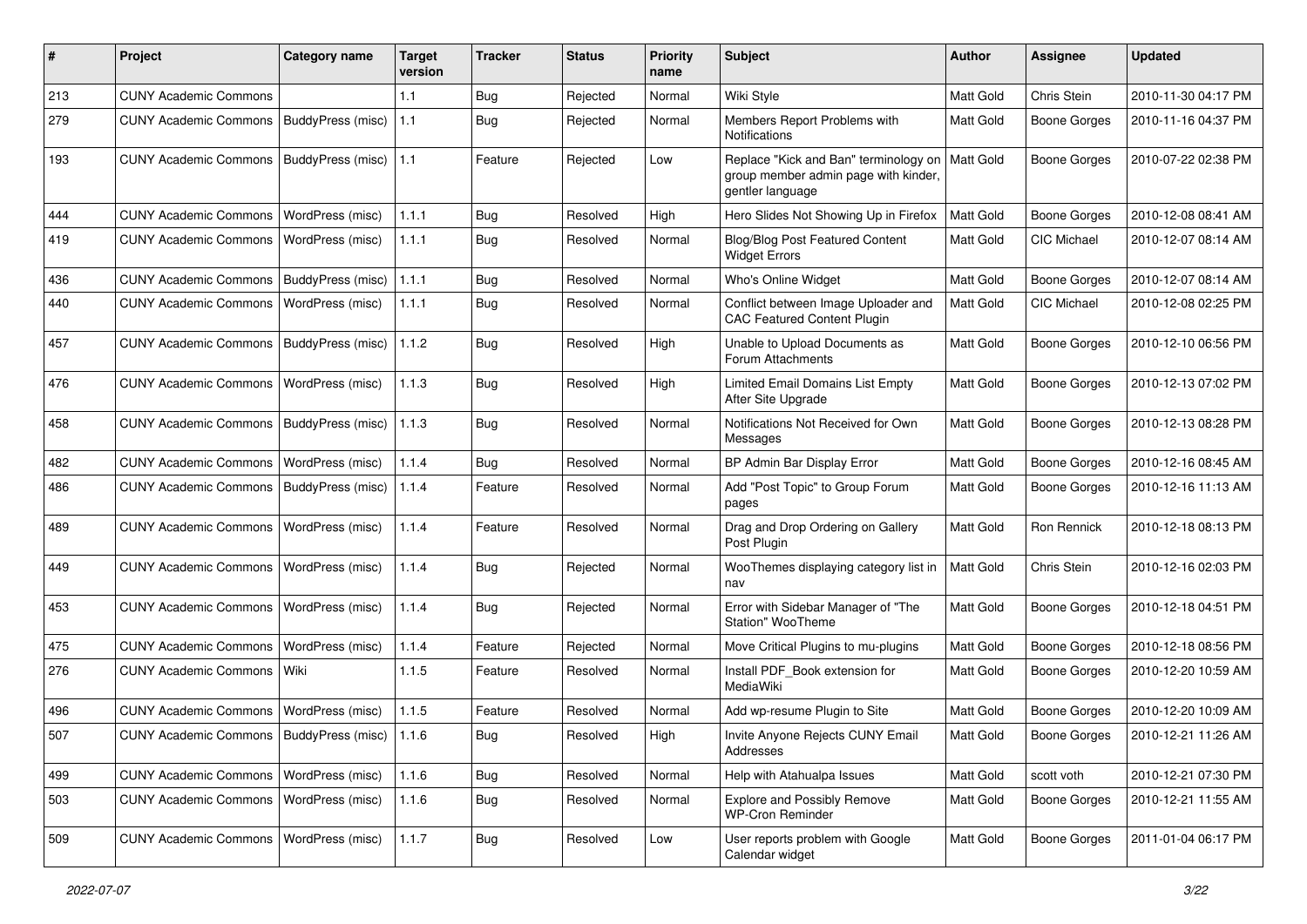| # | Project | Category name | Target version | Tracker | Status | Priority name | Subject | Author | Assignee | Updated |
| --- | --- | --- | --- | --- | --- | --- | --- | --- | --- | --- |
| 213 | CUNY Academic Commons | | 1.1 | Bug | Rejected | Normal | Wiki Style | Matt Gold | Chris Stein | 2010-11-30 04:17 PM |
| 279 | CUNY Academic Commons | BuddyPress (misc) | 1.1 | Bug | Rejected | Normal | Members Report Problems with Notifications | Matt Gold | Boone Gorges | 2010-11-16 04:37 PM |
| 193 | CUNY Academic Commons | BuddyPress (misc) | 1.1 | Feature | Rejected | Low | Replace "Kick and Ban" terminology on group member admin page with kinder, gentler language | Matt Gold | Boone Gorges | 2010-07-22 02:38 PM |
| 444 | CUNY Academic Commons | WordPress (misc) | 1.1.1 | Bug | Resolved | High | Hero Slides Not Showing Up in Firefox | Matt Gold | Boone Gorges | 2010-12-08 08:41 AM |
| 419 | CUNY Academic Commons | WordPress (misc) | 1.1.1 | Bug | Resolved | Normal | Blog/Blog Post Featured Content Widget Errors | Matt Gold | CIC Michael | 2010-12-07 08:14 AM |
| 436 | CUNY Academic Commons | BuddyPress (misc) | 1.1.1 | Bug | Resolved | Normal | Who's Online Widget | Matt Gold | Boone Gorges | 2010-12-07 08:14 AM |
| 440 | CUNY Academic Commons | WordPress (misc) | 1.1.1 | Bug | Resolved | Normal | Conflict between Image Uploader and CAC Featured Content Plugin | Matt Gold | CIC Michael | 2010-12-08 02:25 PM |
| 457 | CUNY Academic Commons | BuddyPress (misc) | 1.1.2 | Bug | Resolved | High | Unable to Upload Documents as Forum Attachments | Matt Gold | Boone Gorges | 2010-12-10 06:56 PM |
| 476 | CUNY Academic Commons | WordPress (misc) | 1.1.3 | Bug | Resolved | High | Limited Email Domains List Empty After Site Upgrade | Matt Gold | Boone Gorges | 2010-12-13 07:02 PM |
| 458 | CUNY Academic Commons | BuddyPress (misc) | 1.1.3 | Bug | Resolved | Normal | Notifications Not Received for Own Messages | Matt Gold | Boone Gorges | 2010-12-13 08:28 PM |
| 482 | CUNY Academic Commons | WordPress (misc) | 1.1.4 | Bug | Resolved | Normal | BP Admin Bar Display Error | Matt Gold | Boone Gorges | 2010-12-16 08:45 AM |
| 486 | CUNY Academic Commons | BuddyPress (misc) | 1.1.4 | Feature | Resolved | Normal | Add "Post Topic" to Group Forum pages | Matt Gold | Boone Gorges | 2010-12-16 11:13 AM |
| 489 | CUNY Academic Commons | WordPress (misc) | 1.1.4 | Feature | Resolved | Normal | Drag and Drop Ordering on Gallery Post Plugin | Matt Gold | Ron Rennick | 2010-12-18 08:13 PM |
| 449 | CUNY Academic Commons | WordPress (misc) | 1.1.4 | Bug | Rejected | Normal | WooThemes displaying category list in nav | Matt Gold | Chris Stein | 2010-12-16 02:03 PM |
| 453 | CUNY Academic Commons | WordPress (misc) | 1.1.4 | Bug | Rejected | Normal | Error with Sidebar Manager of "The Station" WooTheme | Matt Gold | Boone Gorges | 2010-12-18 04:51 PM |
| 475 | CUNY Academic Commons | WordPress (misc) | 1.1.4 | Feature | Rejected | Normal | Move Critical Plugins to mu-plugins | Matt Gold | Boone Gorges | 2010-12-18 08:56 PM |
| 276 | CUNY Academic Commons | Wiki | 1.1.5 | Feature | Resolved | Normal | Install PDF_Book extension for MediaWiki | Matt Gold | Boone Gorges | 2010-12-20 10:59 AM |
| 496 | CUNY Academic Commons | WordPress (misc) | 1.1.5 | Feature | Resolved | Normal | Add wp-resume Plugin to Site | Matt Gold | Boone Gorges | 2010-12-20 10:09 AM |
| 507 | CUNY Academic Commons | BuddyPress (misc) | 1.1.6 | Bug | Resolved | High | Invite Anyone Rejects CUNY Email Addresses | Matt Gold | Boone Gorges | 2010-12-21 11:26 AM |
| 499 | CUNY Academic Commons | WordPress (misc) | 1.1.6 | Bug | Resolved | Normal | Help with Atahualpa Issues | Matt Gold | scott voth | 2010-12-21 07:30 PM |
| 503 | CUNY Academic Commons | WordPress (misc) | 1.1.6 | Bug | Resolved | Normal | Explore and Possibly Remove WP-Cron Reminder | Matt Gold | Boone Gorges | 2010-12-21 11:55 AM |
| 509 | CUNY Academic Commons | WordPress (misc) | 1.1.7 | Bug | Resolved | Low | User reports problem with Google Calendar widget | Matt Gold | Boone Gorges | 2011-01-04 06:17 PM |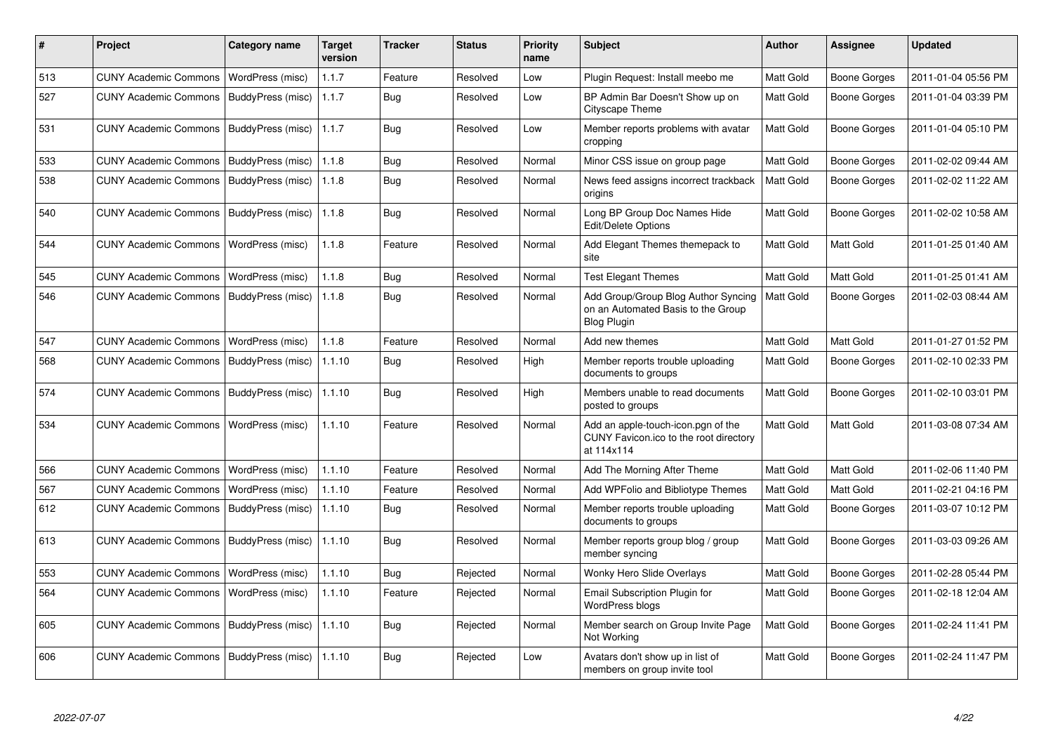| # | Project | Category name | Target version | Tracker | Status | Priority name | Subject | Author | Assignee | Updated |
|---|---|---|---|---|---|---|---|---|---|---|
| 513 | CUNY Academic Commons | WordPress (misc) | 1.1.7 | Feature | Resolved | Low | Plugin Request: Install meebo me | Matt Gold | Boone Gorges | 2011-01-04 05:56 PM |
| 527 | CUNY Academic Commons | BuddyPress (misc) | 1.1.7 | Bug | Resolved | Low | BP Admin Bar Doesn't Show up on Cityscape Theme | Matt Gold | Boone Gorges | 2011-01-04 03:39 PM |
| 531 | CUNY Academic Commons | BuddyPress (misc) | 1.1.7 | Bug | Resolved | Low | Member reports problems with avatar cropping | Matt Gold | Boone Gorges | 2011-01-04 05:10 PM |
| 533 | CUNY Academic Commons | BuddyPress (misc) | 1.1.8 | Bug | Resolved | Normal | Minor CSS issue on group page | Matt Gold | Boone Gorges | 2011-02-02 09:44 AM |
| 538 | CUNY Academic Commons | BuddyPress (misc) | 1.1.8 | Bug | Resolved | Normal | News feed assigns incorrect trackback origins | Matt Gold | Boone Gorges | 2011-02-02 11:22 AM |
| 540 | CUNY Academic Commons | BuddyPress (misc) | 1.1.8 | Bug | Resolved | Normal | Long BP Group Doc Names Hide Edit/Delete Options | Matt Gold | Boone Gorges | 2011-02-02 10:58 AM |
| 544 | CUNY Academic Commons | WordPress (misc) | 1.1.8 | Feature | Resolved | Normal | Add Elegant Themes themepack to site | Matt Gold | Matt Gold | 2011-01-25 01:40 AM |
| 545 | CUNY Academic Commons | WordPress (misc) | 1.1.8 | Bug | Resolved | Normal | Test Elegant Themes | Matt Gold | Matt Gold | 2011-01-25 01:41 AM |
| 546 | CUNY Academic Commons | BuddyPress (misc) | 1.1.8 | Bug | Resolved | Normal | Add Group/Group Blog Author Syncing on an Automated Basis to the Group Blog Plugin | Matt Gold | Boone Gorges | 2011-02-03 08:44 AM |
| 547 | CUNY Academic Commons | WordPress (misc) | 1.1.8 | Feature | Resolved | Normal | Add new themes | Matt Gold | Matt Gold | 2011-01-27 01:52 PM |
| 568 | CUNY Academic Commons | BuddyPress (misc) | 1.1.10 | Bug | Resolved | High | Member reports trouble uploading documents to groups | Matt Gold | Boone Gorges | 2011-02-10 02:33 PM |
| 574 | CUNY Academic Commons | BuddyPress (misc) | 1.1.10 | Bug | Resolved | High | Members unable to read documents posted to groups | Matt Gold | Boone Gorges | 2011-02-10 03:01 PM |
| 534 | CUNY Academic Commons | WordPress (misc) | 1.1.10 | Feature | Resolved | Normal | Add an apple-touch-icon.pgn of the CUNY Favicon.ico to the root directory at 114x114 | Matt Gold | Matt Gold | 2011-03-08 07:34 AM |
| 566 | CUNY Academic Commons | WordPress (misc) | 1.1.10 | Feature | Resolved | Normal | Add The Morning After Theme | Matt Gold | Matt Gold | 2011-02-06 11:40 PM |
| 567 | CUNY Academic Commons | WordPress (misc) | 1.1.10 | Feature | Resolved | Normal | Add WPFolio and Bibliotype Themes | Matt Gold | Matt Gold | 2011-02-21 04:16 PM |
| 612 | CUNY Academic Commons | BuddyPress (misc) | 1.1.10 | Bug | Resolved | Normal | Member reports trouble uploading documents to groups | Matt Gold | Boone Gorges | 2011-03-07 10:12 PM |
| 613 | CUNY Academic Commons | BuddyPress (misc) | 1.1.10 | Bug | Resolved | Normal | Member reports group blog / group member syncing | Matt Gold | Boone Gorges | 2011-03-03 09:26 AM |
| 553 | CUNY Academic Commons | WordPress (misc) | 1.1.10 | Bug | Rejected | Normal | Wonky Hero Slide Overlays | Matt Gold | Boone Gorges | 2011-02-28 05:44 PM |
| 564 | CUNY Academic Commons | WordPress (misc) | 1.1.10 | Feature | Rejected | Normal | Email Subscription Plugin for WordPress blogs | Matt Gold | Boone Gorges | 2011-02-18 12:04 AM |
| 605 | CUNY Academic Commons | BuddyPress (misc) | 1.1.10 | Bug | Rejected | Normal | Member search on Group Invite Page Not Working | Matt Gold | Boone Gorges | 2011-02-24 11:41 PM |
| 606 | CUNY Academic Commons | BuddyPress (misc) | 1.1.10 | Bug | Rejected | Low | Avatars don't show up in list of members on group invite tool | Matt Gold | Boone Gorges | 2011-02-24 11:47 PM |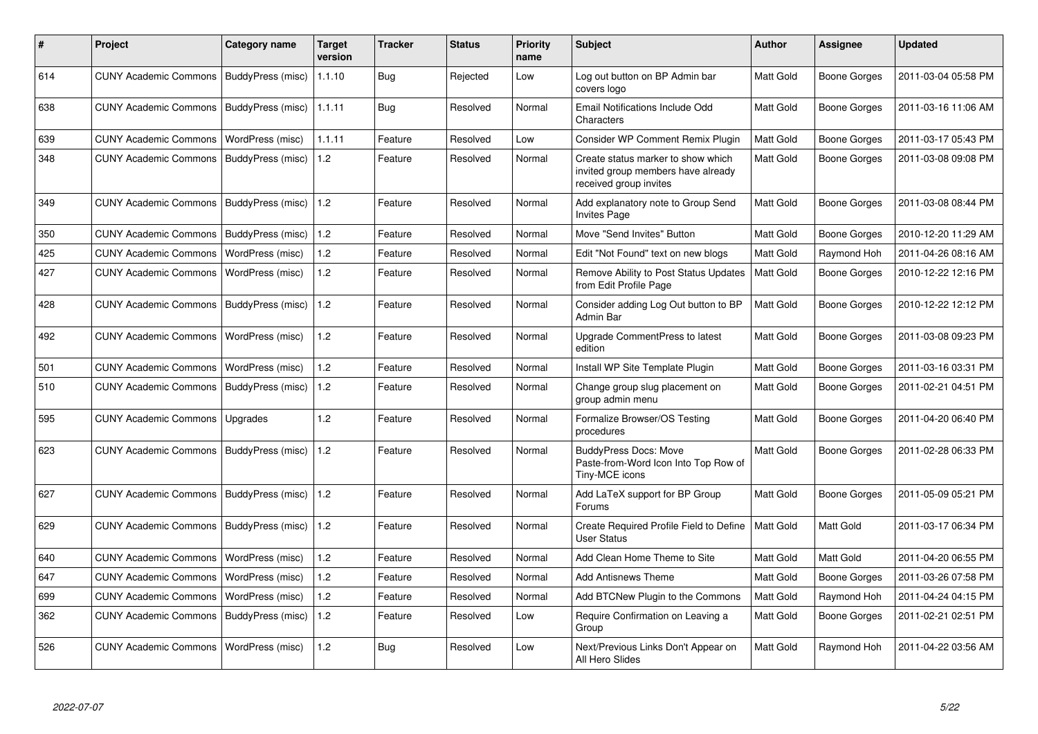| # | Project | Category name | Target version | Tracker | Status | Priority name | Subject | Author | Assignee | Updated |
|---|---|---|---|---|---|---|---|---|---|---|
| 614 | CUNY Academic Commons | BuddyPress (misc) | 1.1.10 | Bug | Rejected | Low | Log out button on BP Admin bar covers logo | Matt Gold | Boone Gorges | 2011-03-04 05:58 PM |
| 638 | CUNY Academic Commons | BuddyPress (misc) | 1.1.11 | Bug | Resolved | Normal | Email Notifications Include Odd Characters | Matt Gold | Boone Gorges | 2011-03-16 11:06 AM |
| 639 | CUNY Academic Commons | WordPress (misc) | 1.1.11 | Feature | Resolved | Low | Consider WP Comment Remix Plugin | Matt Gold | Boone Gorges | 2011-03-17 05:43 PM |
| 348 | CUNY Academic Commons | BuddyPress (misc) | 1.2 | Feature | Resolved | Normal | Create status marker to show which invited group members have already received group invites | Matt Gold | Boone Gorges | 2011-03-08 09:08 PM |
| 349 | CUNY Academic Commons | BuddyPress (misc) | 1.2 | Feature | Resolved | Normal | Add explanatory note to Group Send Invites Page | Matt Gold | Boone Gorges | 2011-03-08 08:44 PM |
| 350 | CUNY Academic Commons | BuddyPress (misc) | 1.2 | Feature | Resolved | Normal | Move "Send Invites" Button | Matt Gold | Boone Gorges | 2010-12-20 11:29 AM |
| 425 | CUNY Academic Commons | WordPress (misc) | 1.2 | Feature | Resolved | Normal | Edit "Not Found" text on new blogs | Matt Gold | Raymond Hoh | 2011-04-26 08:16 AM |
| 427 | CUNY Academic Commons | WordPress (misc) | 1.2 | Feature | Resolved | Normal | Remove Ability to Post Status Updates from Edit Profile Page | Matt Gold | Boone Gorges | 2010-12-22 12:16 PM |
| 428 | CUNY Academic Commons | BuddyPress (misc) | 1.2 | Feature | Resolved | Normal | Consider adding Log Out button to BP Admin Bar | Matt Gold | Boone Gorges | 2010-12-22 12:12 PM |
| 492 | CUNY Academic Commons | WordPress (misc) | 1.2 | Feature | Resolved | Normal | Upgrade CommentPress to latest edition | Matt Gold | Boone Gorges | 2011-03-08 09:23 PM |
| 501 | CUNY Academic Commons | WordPress (misc) | 1.2 | Feature | Resolved | Normal | Install WP Site Template Plugin | Matt Gold | Boone Gorges | 2011-03-16 03:31 PM |
| 510 | CUNY Academic Commons | BuddyPress (misc) | 1.2 | Feature | Resolved | Normal | Change group slug placement on group admin menu | Matt Gold | Boone Gorges | 2011-02-21 04:51 PM |
| 595 | CUNY Academic Commons | Upgrades | 1.2 | Feature | Resolved | Normal | Formalize Browser/OS Testing procedures | Matt Gold | Boone Gorges | 2011-04-20 06:40 PM |
| 623 | CUNY Academic Commons | BuddyPress (misc) | 1.2 | Feature | Resolved | Normal | BuddyPress Docs: Move Paste-from-Word Icon Into Top Row of Tiny-MCE icons | Matt Gold | Boone Gorges | 2011-02-28 06:33 PM |
| 627 | CUNY Academic Commons | BuddyPress (misc) | 1.2 | Feature | Resolved | Normal | Add LaTeX support for BP Group Forums | Matt Gold | Boone Gorges | 2011-05-09 05:21 PM |
| 629 | CUNY Academic Commons | BuddyPress (misc) | 1.2 | Feature | Resolved | Normal | Create Required Profile Field to Define User Status | Matt Gold | Matt Gold | 2011-03-17 06:34 PM |
| 640 | CUNY Academic Commons | WordPress (misc) | 1.2 | Feature | Resolved | Normal | Add Clean Home Theme to Site | Matt Gold | Matt Gold | 2011-04-20 06:55 PM |
| 647 | CUNY Academic Commons | WordPress (misc) | 1.2 | Feature | Resolved | Normal | Add Antisnews Theme | Matt Gold | Boone Gorges | 2011-03-26 07:58 PM |
| 699 | CUNY Academic Commons | WordPress (misc) | 1.2 | Feature | Resolved | Normal | Add BTCNew Plugin to the Commons | Matt Gold | Raymond Hoh | 2011-04-24 04:15 PM |
| 362 | CUNY Academic Commons | BuddyPress (misc) | 1.2 | Feature | Resolved | Low | Require Confirmation on Leaving a Group | Matt Gold | Boone Gorges | 2011-02-21 02:51 PM |
| 526 | CUNY Academic Commons | WordPress (misc) | 1.2 | Bug | Resolved | Low | Next/Previous Links Don't Appear on All Hero Slides | Matt Gold | Raymond Hoh | 2011-04-22 03:56 AM |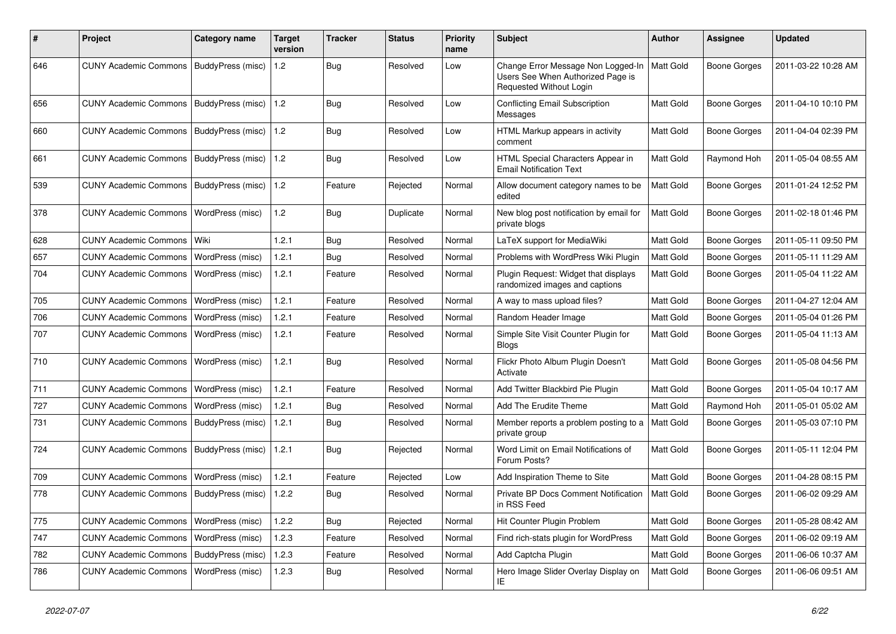| # | Project | Category name | Target version | Tracker | Status | Priority name | Subject | Author | Assignee | Updated |
|---|---|---|---|---|---|---|---|---|---|---|
| 646 | CUNY Academic Commons | BuddyPress (misc) | 1.2 | Bug | Resolved | Low | Change Error Message Non Logged-In Users See When Authorized Page is Requested Without Login | Matt Gold | Boone Gorges | 2011-03-22 10:28 AM |
| 656 | CUNY Academic Commons | BuddyPress (misc) | 1.2 | Bug | Resolved | Low | Conflicting Email Subscription Messages | Matt Gold | Boone Gorges | 2011-04-10 10:10 PM |
| 660 | CUNY Academic Commons | BuddyPress (misc) | 1.2 | Bug | Resolved | Low | HTML Markup appears in activity comment | Matt Gold | Boone Gorges | 2011-04-04 02:39 PM |
| 661 | CUNY Academic Commons | BuddyPress (misc) | 1.2 | Bug | Resolved | Low | HTML Special Characters Appear in Email Notification Text | Matt Gold | Raymond Hoh | 2011-05-04 08:55 AM |
| 539 | CUNY Academic Commons | BuddyPress (misc) | 1.2 | Feature | Rejected | Normal | Allow document category names to be edited | Matt Gold | Boone Gorges | 2011-01-24 12:52 PM |
| 378 | CUNY Academic Commons | WordPress (misc) | 1.2 | Bug | Duplicate | Normal | New blog post notification by email for private blogs | Matt Gold | Boone Gorges | 2011-02-18 01:46 PM |
| 628 | CUNY Academic Commons | Wiki | 1.2.1 | Bug | Resolved | Normal | LaTeX support for MediaWiki | Matt Gold | Boone Gorges | 2011-05-11 09:50 PM |
| 657 | CUNY Academic Commons | WordPress (misc) | 1.2.1 | Bug | Resolved | Normal | Problems with WordPress Wiki Plugin | Matt Gold | Boone Gorges | 2011-05-11 11:29 AM |
| 704 | CUNY Academic Commons | WordPress (misc) | 1.2.1 | Feature | Resolved | Normal | Plugin Request: Widget that displays randomized images and captions | Matt Gold | Boone Gorges | 2011-05-04 11:22 AM |
| 705 | CUNY Academic Commons | WordPress (misc) | 1.2.1 | Feature | Resolved | Normal | A way to mass upload files? | Matt Gold | Boone Gorges | 2011-04-27 12:04 AM |
| 706 | CUNY Academic Commons | WordPress (misc) | 1.2.1 | Feature | Resolved | Normal | Random Header Image | Matt Gold | Boone Gorges | 2011-05-04 01:26 PM |
| 707 | CUNY Academic Commons | WordPress (misc) | 1.2.1 | Feature | Resolved | Normal | Simple Site Visit Counter Plugin for Blogs | Matt Gold | Boone Gorges | 2011-05-04 11:13 AM |
| 710 | CUNY Academic Commons | WordPress (misc) | 1.2.1 | Bug | Resolved | Normal | Flickr Photo Album Plugin Doesn't Activate | Matt Gold | Boone Gorges | 2011-05-08 04:56 PM |
| 711 | CUNY Academic Commons | WordPress (misc) | 1.2.1 | Feature | Resolved | Normal | Add Twitter Blackbird Pie Plugin | Matt Gold | Boone Gorges | 2011-05-04 10:17 AM |
| 727 | CUNY Academic Commons | WordPress (misc) | 1.2.1 | Bug | Resolved | Normal | Add The Erudite Theme | Matt Gold | Raymond Hoh | 2011-05-01 05:02 AM |
| 731 | CUNY Academic Commons | BuddyPress (misc) | 1.2.1 | Bug | Resolved | Normal | Member reports a problem posting to a private group | Matt Gold | Boone Gorges | 2011-05-03 07:10 PM |
| 724 | CUNY Academic Commons | BuddyPress (misc) | 1.2.1 | Bug | Rejected | Normal | Word Limit on Email Notifications of Forum Posts? | Matt Gold | Boone Gorges | 2011-05-11 12:04 PM |
| 709 | CUNY Academic Commons | WordPress (misc) | 1.2.1 | Feature | Rejected | Low | Add Inspiration Theme to Site | Matt Gold | Boone Gorges | 2011-04-28 08:15 PM |
| 778 | CUNY Academic Commons | BuddyPress (misc) | 1.2.2 | Bug | Resolved | Normal | Private BP Docs Comment Notification in RSS Feed | Matt Gold | Boone Gorges | 2011-06-02 09:29 AM |
| 775 | CUNY Academic Commons | WordPress (misc) | 1.2.2 | Bug | Rejected | Normal | Hit Counter Plugin Problem | Matt Gold | Boone Gorges | 2011-05-28 08:42 AM |
| 747 | CUNY Academic Commons | WordPress (misc) | 1.2.3 | Feature | Resolved | Normal | Find rich-stats plugin for WordPress | Matt Gold | Boone Gorges | 2011-06-02 09:19 AM |
| 782 | CUNY Academic Commons | BuddyPress (misc) | 1.2.3 | Feature | Resolved | Normal | Add Captcha Plugin | Matt Gold | Boone Gorges | 2011-06-06 10:37 AM |
| 786 | CUNY Academic Commons | WordPress (misc) | 1.2.3 | Bug | Resolved | Normal | Hero Image Slider Overlay Display on IE | Matt Gold | Boone Gorges | 2011-06-06 09:51 AM |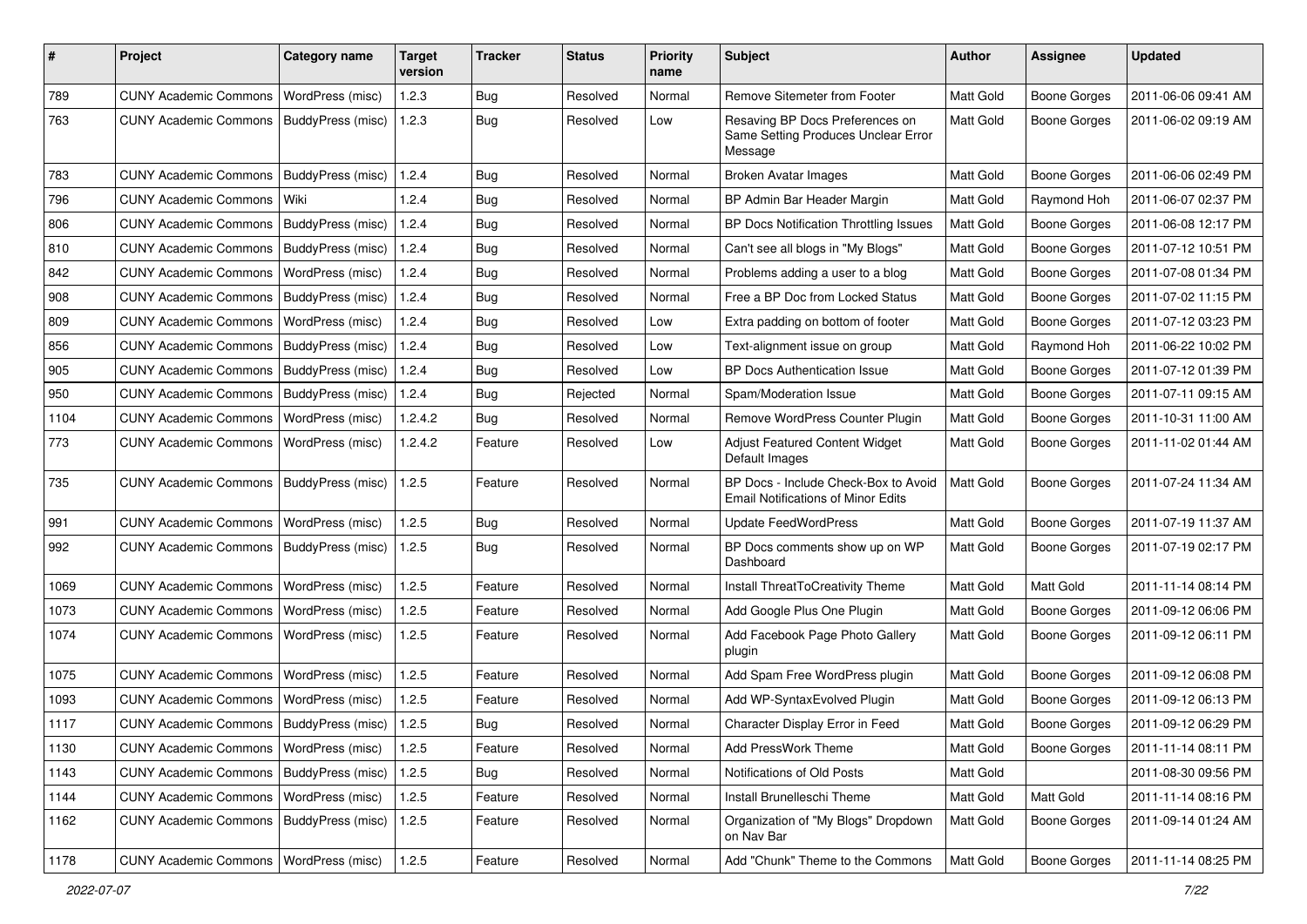| # | Project | Category name | Target version | Tracker | Status | Priority name | Subject | Author | Assignee | Updated |
|---|---|---|---|---|---|---|---|---|---|---|
| 789 | CUNY Academic Commons | WordPress (misc) | 1.2.3 | Bug | Resolved | Normal | Remove Sitemeter from Footer | Matt Gold | Boone Gorges | 2011-06-06 09:41 AM |
| 763 | CUNY Academic Commons | BuddyPress (misc) | 1.2.3 | Bug | Resolved | Low | Resaving BP Docs Preferences on Same Setting Produces Unclear Error Message | Matt Gold | Boone Gorges | 2011-06-02 09:19 AM |
| 783 | CUNY Academic Commons | BuddyPress (misc) | 1.2.4 | Bug | Resolved | Normal | Broken Avatar Images | Matt Gold | Boone Gorges | 2011-06-06 02:49 PM |
| 796 | CUNY Academic Commons | Wiki | 1.2.4 | Bug | Resolved | Normal | BP Admin Bar Header Margin | Matt Gold | Raymond Hoh | 2011-06-07 02:37 PM |
| 806 | CUNY Academic Commons | BuddyPress (misc) | 1.2.4 | Bug | Resolved | Normal | BP Docs Notification Throttling Issues | Matt Gold | Boone Gorges | 2011-06-08 12:17 PM |
| 810 | CUNY Academic Commons | BuddyPress (misc) | 1.2.4 | Bug | Resolved | Normal | Can't see all blogs in "My Blogs" | Matt Gold | Boone Gorges | 2011-07-12 10:51 PM |
| 842 | CUNY Academic Commons | WordPress (misc) | 1.2.4 | Bug | Resolved | Normal | Problems adding a user to a blog | Matt Gold | Boone Gorges | 2011-07-08 01:34 PM |
| 908 | CUNY Academic Commons | BuddyPress (misc) | 1.2.4 | Bug | Resolved | Normal | Free a BP Doc from Locked Status | Matt Gold | Boone Gorges | 2011-07-02 11:15 PM |
| 809 | CUNY Academic Commons | WordPress (misc) | 1.2.4 | Bug | Resolved | Low | Extra padding on bottom of footer | Matt Gold | Boone Gorges | 2011-07-12 03:23 PM |
| 856 | CUNY Academic Commons | BuddyPress (misc) | 1.2.4 | Bug | Resolved | Low | Text-alignment issue on group | Matt Gold | Raymond Hoh | 2011-06-22 10:02 PM |
| 905 | CUNY Academic Commons | BuddyPress (misc) | 1.2.4 | Bug | Resolved | Low | BP Docs Authentication Issue | Matt Gold | Boone Gorges | 2011-07-12 01:39 PM |
| 950 | CUNY Academic Commons | BuddyPress (misc) | 1.2.4 | Bug | Rejected | Normal | Spam/Moderation Issue | Matt Gold | Boone Gorges | 2011-07-11 09:15 AM |
| 1104 | CUNY Academic Commons | WordPress (misc) | 1.2.4.2 | Bug | Resolved | Normal | Remove WordPress Counter Plugin | Matt Gold | Boone Gorges | 2011-10-31 11:00 AM |
| 773 | CUNY Academic Commons | WordPress (misc) | 1.2.4.2 | Feature | Resolved | Low | Adjust Featured Content Widget Default Images | Matt Gold | Boone Gorges | 2011-11-02 01:44 AM |
| 735 | CUNY Academic Commons | BuddyPress (misc) | 1.2.5 | Feature | Resolved | Normal | BP Docs - Include Check-Box to Avoid Email Notifications of Minor Edits | Matt Gold | Boone Gorges | 2011-07-24 11:34 AM |
| 991 | CUNY Academic Commons | WordPress (misc) | 1.2.5 | Bug | Resolved | Normal | Update FeedWordPress | Matt Gold | Boone Gorges | 2011-07-19 11:37 AM |
| 992 | CUNY Academic Commons | BuddyPress (misc) | 1.2.5 | Bug | Resolved | Normal | BP Docs comments show up on WP Dashboard | Matt Gold | Boone Gorges | 2011-07-19 02:17 PM |
| 1069 | CUNY Academic Commons | WordPress (misc) | 1.2.5 | Feature | Resolved | Normal | Install ThreatToCreativity Theme | Matt Gold | Matt Gold | 2011-11-14 08:14 PM |
| 1073 | CUNY Academic Commons | WordPress (misc) | 1.2.5 | Feature | Resolved | Normal | Add Google Plus One Plugin | Matt Gold | Boone Gorges | 2011-09-12 06:06 PM |
| 1074 | CUNY Academic Commons | WordPress (misc) | 1.2.5 | Feature | Resolved | Normal | Add Facebook Page Photo Gallery plugin | Matt Gold | Boone Gorges | 2011-09-12 06:11 PM |
| 1075 | CUNY Academic Commons | WordPress (misc) | 1.2.5 | Feature | Resolved | Normal | Add Spam Free WordPress plugin | Matt Gold | Boone Gorges | 2011-09-12 06:08 PM |
| 1093 | CUNY Academic Commons | WordPress (misc) | 1.2.5 | Feature | Resolved | Normal | Add WP-SyntaxEvolved Plugin | Matt Gold | Boone Gorges | 2011-09-12 06:13 PM |
| 1117 | CUNY Academic Commons | BuddyPress (misc) | 1.2.5 | Bug | Resolved | Normal | Character Display Error in Feed | Matt Gold | Boone Gorges | 2011-09-12 06:29 PM |
| 1130 | CUNY Academic Commons | WordPress (misc) | 1.2.5 | Feature | Resolved | Normal | Add PressWork Theme | Matt Gold | Boone Gorges | 2011-11-14 08:11 PM |
| 1143 | CUNY Academic Commons | BuddyPress (misc) | 1.2.5 | Bug | Resolved | Normal | Notifications of Old Posts | Matt Gold | | 2011-08-30 09:56 PM |
| 1144 | CUNY Academic Commons | WordPress (misc) | 1.2.5 | Feature | Resolved | Normal | Install Brunelleschi Theme | Matt Gold | Matt Gold | 2011-11-14 08:16 PM |
| 1162 | CUNY Academic Commons | BuddyPress (misc) | 1.2.5 | Feature | Resolved | Normal | Organization of "My Blogs" Dropdown on Nav Bar | Matt Gold | Boone Gorges | 2011-09-14 01:24 AM |
| 1178 | CUNY Academic Commons | WordPress (misc) | 1.2.5 | Feature | Resolved | Normal | Add "Chunk" Theme to the Commons | Matt Gold | Boone Gorges | 2011-11-14 08:25 PM |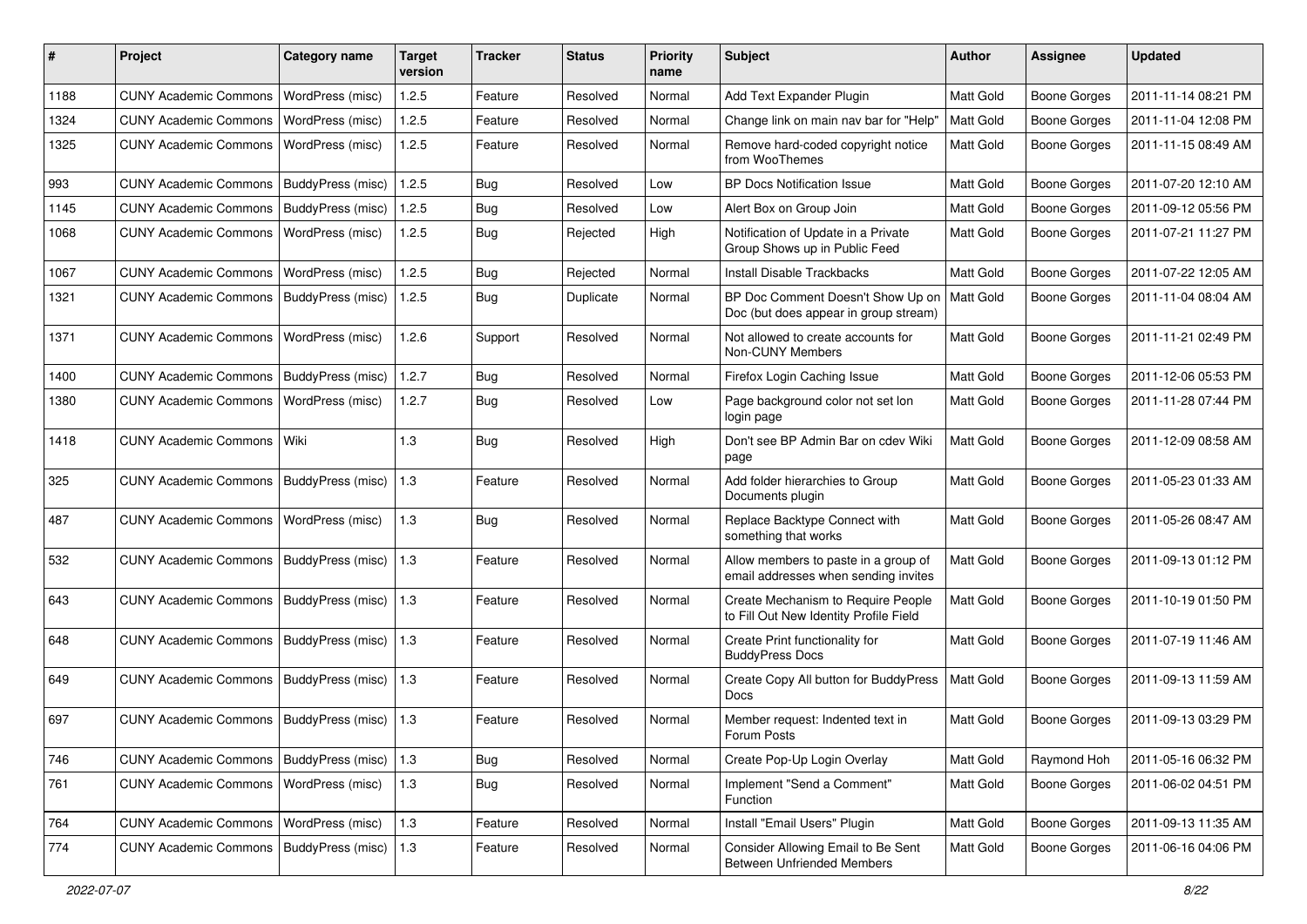| # | Project | Category name | Target version | Tracker | Status | Priority name | Subject | Author | Assignee | Updated |
|---|---|---|---|---|---|---|---|---|---|---|
| 1188 | CUNY Academic Commons | WordPress (misc) | 1.2.5 | Feature | Resolved | Normal | Add Text Expander Plugin | Matt Gold | Boone Gorges | 2011-11-14 08:21 PM |
| 1324 | CUNY Academic Commons | WordPress (misc) | 1.2.5 | Feature | Resolved | Normal | Change link on main nav bar for "Help" | Matt Gold | Boone Gorges | 2011-11-04 12:08 PM |
| 1325 | CUNY Academic Commons | WordPress (misc) | 1.2.5 | Feature | Resolved | Normal | Remove hard-coded copyright notice from WooThemes | Matt Gold | Boone Gorges | 2011-11-15 08:49 AM |
| 993 | CUNY Academic Commons | BuddyPress (misc) | 1.2.5 | Bug | Resolved | Low | BP Docs Notification Issue | Matt Gold | Boone Gorges | 2011-07-20 12:10 AM |
| 1145 | CUNY Academic Commons | BuddyPress (misc) | 1.2.5 | Bug | Resolved | Low | Alert Box on Group Join | Matt Gold | Boone Gorges | 2011-09-12 05:56 PM |
| 1068 | CUNY Academic Commons | WordPress (misc) | 1.2.5 | Bug | Rejected | High | Notification of Update in a Private Group Shows up in Public Feed | Matt Gold | Boone Gorges | 2011-07-21 11:27 PM |
| 1067 | CUNY Academic Commons | WordPress (misc) | 1.2.5 | Bug | Rejected | Normal | Install Disable Trackbacks | Matt Gold | Boone Gorges | 2011-07-22 12:05 AM |
| 1321 | CUNY Academic Commons | BuddyPress (misc) | 1.2.5 | Bug | Duplicate | Normal | BP Doc Comment Doesn't Show Up on Doc (but does appear in group stream) | Matt Gold | Boone Gorges | 2011-11-04 08:04 AM |
| 1371 | CUNY Academic Commons | WordPress (misc) | 1.2.6 | Support | Resolved | Normal | Not allowed to create accounts for Non-CUNY Members | Matt Gold | Boone Gorges | 2011-11-21 02:49 PM |
| 1400 | CUNY Academic Commons | BuddyPress (misc) | 1.2.7 | Bug | Resolved | Normal | Firefox Login Caching Issue | Matt Gold | Boone Gorges | 2011-12-06 05:53 PM |
| 1380 | CUNY Academic Commons | WordPress (misc) | 1.2.7 | Bug | Resolved | Low | Page background color not set lon login page | Matt Gold | Boone Gorges | 2011-11-28 07:44 PM |
| 1418 | CUNY Academic Commons | Wiki | 1.3 | Bug | Resolved | High | Don't see BP Admin Bar on cdev Wiki page | Matt Gold | Boone Gorges | 2011-12-09 08:58 AM |
| 325 | CUNY Academic Commons | BuddyPress (misc) | 1.3 | Feature | Resolved | Normal | Add folder hierarchies to Group Documents plugin | Matt Gold | Boone Gorges | 2011-05-23 01:33 AM |
| 487 | CUNY Academic Commons | WordPress (misc) | 1.3 | Bug | Resolved | Normal | Replace Backtype Connect with something that works | Matt Gold | Boone Gorges | 2011-05-26 08:47 AM |
| 532 | CUNY Academic Commons | BuddyPress (misc) | 1.3 | Feature | Resolved | Normal | Allow members to paste in a group of email addresses when sending invites | Matt Gold | Boone Gorges | 2011-09-13 01:12 PM |
| 643 | CUNY Academic Commons | BuddyPress (misc) | 1.3 | Feature | Resolved | Normal | Create Mechanism to Require People to Fill Out New Identity Profile Field | Matt Gold | Boone Gorges | 2011-10-19 01:50 PM |
| 648 | CUNY Academic Commons | BuddyPress (misc) | 1.3 | Feature | Resolved | Normal | Create Print functionality for BuddyPress Docs | Matt Gold | Boone Gorges | 2011-07-19 11:46 AM |
| 649 | CUNY Academic Commons | BuddyPress (misc) | 1.3 | Feature | Resolved | Normal | Create Copy All button for BuddyPress Docs | Matt Gold | Boone Gorges | 2011-09-13 11:59 AM |
| 697 | CUNY Academic Commons | BuddyPress (misc) | 1.3 | Feature | Resolved | Normal | Member request: Indented text in Forum Posts | Matt Gold | Boone Gorges | 2011-09-13 03:29 PM |
| 746 | CUNY Academic Commons | BuddyPress (misc) | 1.3 | Bug | Resolved | Normal | Create Pop-Up Login Overlay | Matt Gold | Raymond Hoh | 2011-05-16 06:32 PM |
| 761 | CUNY Academic Commons | WordPress (misc) | 1.3 | Bug | Resolved | Normal | Implement "Send a Comment" Function | Matt Gold | Boone Gorges | 2011-06-02 04:51 PM |
| 764 | CUNY Academic Commons | WordPress (misc) | 1.3 | Feature | Resolved | Normal | Install "Email Users" Plugin | Matt Gold | Boone Gorges | 2011-09-13 11:35 AM |
| 774 | CUNY Academic Commons | BuddyPress (misc) | 1.3 | Feature | Resolved | Normal | Consider Allowing Email to Be Sent Between Unfriended Members | Matt Gold | Boone Gorges | 2011-06-16 04:06 PM |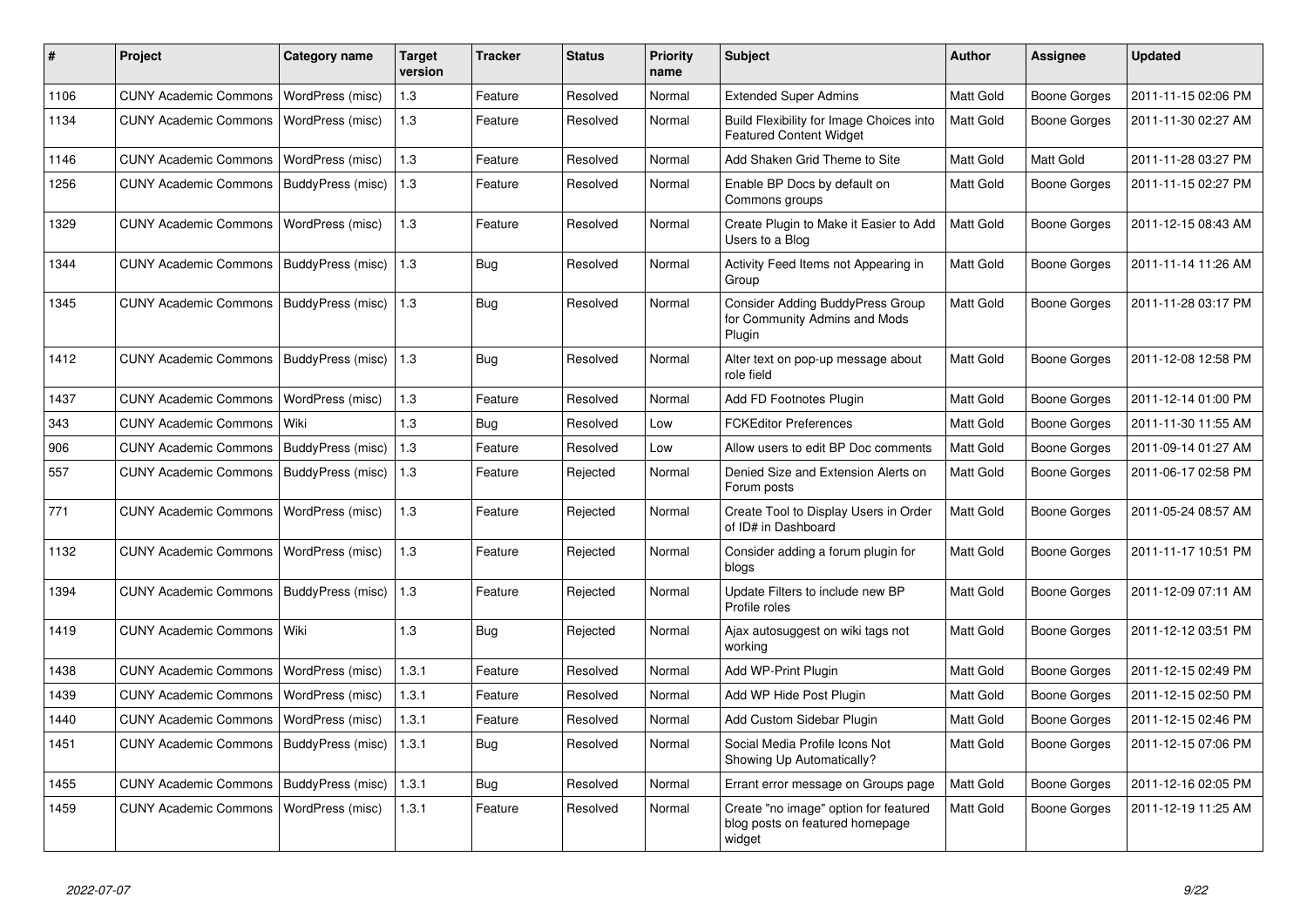| # | Project | Category name | Target version | Tracker | Status | Priority name | Subject | Author | Assignee | Updated |
|---|---|---|---|---|---|---|---|---|---|---|
| 1106 | CUNY Academic Commons | WordPress (misc) | 1.3 | Feature | Resolved | Normal | Extended Super Admins | Matt Gold | Boone Gorges | 2011-11-15 02:06 PM |
| 1134 | CUNY Academic Commons | WordPress (misc) | 1.3 | Feature | Resolved | Normal | Build Flexibility for Image Choices into Featured Content Widget | Matt Gold | Boone Gorges | 2011-11-30 02:27 AM |
| 1146 | CUNY Academic Commons | WordPress (misc) | 1.3 | Feature | Resolved | Normal | Add Shaken Grid Theme to Site | Matt Gold | Matt Gold | 2011-11-28 03:27 PM |
| 1256 | CUNY Academic Commons | BuddyPress (misc) | 1.3 | Feature | Resolved | Normal | Enable BP Docs by default on Commons groups | Matt Gold | Boone Gorges | 2011-11-15 02:27 PM |
| 1329 | CUNY Academic Commons | WordPress (misc) | 1.3 | Feature | Resolved | Normal | Create Plugin to Make it Easier to Add Users to a Blog | Matt Gold | Boone Gorges | 2011-12-15 08:43 AM |
| 1344 | CUNY Academic Commons | BuddyPress (misc) | 1.3 | Bug | Resolved | Normal | Activity Feed Items not Appearing in Group | Matt Gold | Boone Gorges | 2011-11-14 11:26 AM |
| 1345 | CUNY Academic Commons | BuddyPress (misc) | 1.3 | Bug | Resolved | Normal | Consider Adding BuddyPress Group for Community Admins and Mods Plugin | Matt Gold | Boone Gorges | 2011-11-28 03:17 PM |
| 1412 | CUNY Academic Commons | BuddyPress (misc) | 1.3 | Bug | Resolved | Normal | Alter text on pop-up message about role field | Matt Gold | Boone Gorges | 2011-12-08 12:58 PM |
| 1437 | CUNY Academic Commons | WordPress (misc) | 1.3 | Feature | Resolved | Normal | Add FD Footnotes Plugin | Matt Gold | Boone Gorges | 2011-12-14 01:00 PM |
| 343 | CUNY Academic Commons | Wiki | 1.3 | Bug | Resolved | Low | FCKEditor Preferences | Matt Gold | Boone Gorges | 2011-11-30 11:55 AM |
| 906 | CUNY Academic Commons | BuddyPress (misc) | 1.3 | Feature | Resolved | Low | Allow users to edit BP Doc comments | Matt Gold | Boone Gorges | 2011-09-14 01:27 AM |
| 557 | CUNY Academic Commons | BuddyPress (misc) | 1.3 | Feature | Rejected | Normal | Denied Size and Extension Alerts on Forum posts | Matt Gold | Boone Gorges | 2011-06-17 02:58 PM |
| 771 | CUNY Academic Commons | WordPress (misc) | 1.3 | Feature | Rejected | Normal | Create Tool to Display Users in Order of ID# in Dashboard | Matt Gold | Boone Gorges | 2011-05-24 08:57 AM |
| 1132 | CUNY Academic Commons | WordPress (misc) | 1.3 | Feature | Rejected | Normal | Consider adding a forum plugin for blogs | Matt Gold | Boone Gorges | 2011-11-17 10:51 PM |
| 1394 | CUNY Academic Commons | BuddyPress (misc) | 1.3 | Feature | Rejected | Normal | Update Filters to include new BP Profile roles | Matt Gold | Boone Gorges | 2011-12-09 07:11 AM |
| 1419 | CUNY Academic Commons | Wiki | 1.3 | Bug | Rejected | Normal | Ajax autosuggest on wiki tags not working | Matt Gold | Boone Gorges | 2011-12-12 03:51 PM |
| 1438 | CUNY Academic Commons | WordPress (misc) | 1.3.1 | Feature | Resolved | Normal | Add WP-Print Plugin | Matt Gold | Boone Gorges | 2011-12-15 02:49 PM |
| 1439 | CUNY Academic Commons | WordPress (misc) | 1.3.1 | Feature | Resolved | Normal | Add WP Hide Post Plugin | Matt Gold | Boone Gorges | 2011-12-15 02:50 PM |
| 1440 | CUNY Academic Commons | WordPress (misc) | 1.3.1 | Feature | Resolved | Normal | Add Custom Sidebar Plugin | Matt Gold | Boone Gorges | 2011-12-15 02:46 PM |
| 1451 | CUNY Academic Commons | BuddyPress (misc) | 1.3.1 | Bug | Resolved | Normal | Social Media Profile Icons Not Showing Up Automatically? | Matt Gold | Boone Gorges | 2011-12-15 07:06 PM |
| 1455 | CUNY Academic Commons | BuddyPress (misc) | 1.3.1 | Bug | Resolved | Normal | Errant error message on Groups page | Matt Gold | Boone Gorges | 2011-12-16 02:05 PM |
| 1459 | CUNY Academic Commons | WordPress (misc) | 1.3.1 | Feature | Resolved | Normal | Create "no image" option for featured blog posts on featured homepage widget | Matt Gold | Boone Gorges | 2011-12-19 11:25 AM |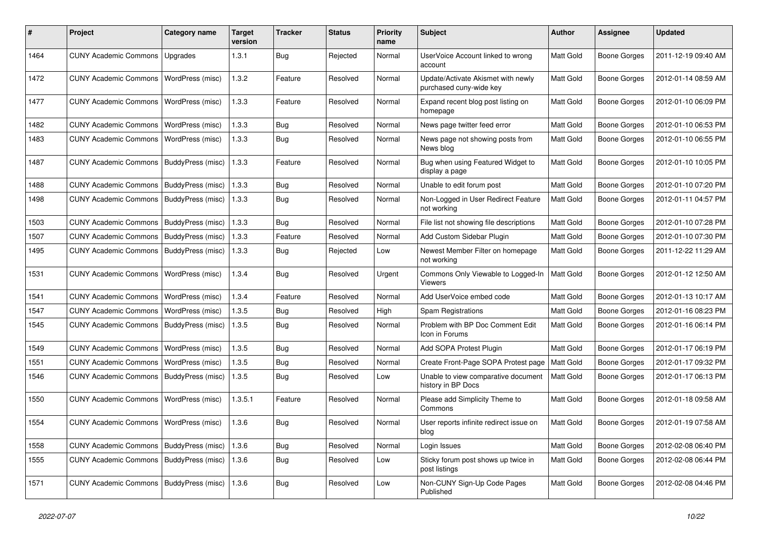| # | Project | Category name | Target version | Tracker | Status | Priority name | Subject | Author | Assignee | Updated |
|---|---|---|---|---|---|---|---|---|---|---|
| 1464 | CUNY Academic Commons | Upgrades | 1.3.1 | Bug | Rejected | Normal | UserVoice Account linked to wrong account | Matt Gold | Boone Gorges | 2011-12-19 09:40 AM |
| 1472 | CUNY Academic Commons | WordPress (misc) | 1.3.2 | Feature | Resolved | Normal | Update/Activate Akismet with newly purchased cuny-wide key | Matt Gold | Boone Gorges | 2012-01-14 08:59 AM |
| 1477 | CUNY Academic Commons | WordPress (misc) | 1.3.3 | Feature | Resolved | Normal | Expand recent blog post listing on homepage | Matt Gold | Boone Gorges | 2012-01-10 06:09 PM |
| 1482 | CUNY Academic Commons | WordPress (misc) | 1.3.3 | Bug | Resolved | Normal | News page twitter feed error | Matt Gold | Boone Gorges | 2012-01-10 06:53 PM |
| 1483 | CUNY Academic Commons | WordPress (misc) | 1.3.3 | Bug | Resolved | Normal | News page not showing posts from News blog | Matt Gold | Boone Gorges | 2012-01-10 06:55 PM |
| 1487 | CUNY Academic Commons | BuddyPress (misc) | 1.3.3 | Feature | Resolved | Normal | Bug when using Featured Widget to display a page | Matt Gold | Boone Gorges | 2012-01-10 10:05 PM |
| 1488 | CUNY Academic Commons | BuddyPress (misc) | 1.3.3 | Bug | Resolved | Normal | Unable to edit forum post | Matt Gold | Boone Gorges | 2012-01-10 07:20 PM |
| 1498 | CUNY Academic Commons | BuddyPress (misc) | 1.3.3 | Bug | Resolved | Normal | Non-Logged in User Redirect Feature not working | Matt Gold | Boone Gorges | 2012-01-11 04:57 PM |
| 1503 | CUNY Academic Commons | BuddyPress (misc) | 1.3.3 | Bug | Resolved | Normal | File list not showing file descriptions | Matt Gold | Boone Gorges | 2012-01-10 07:28 PM |
| 1507 | CUNY Academic Commons | BuddyPress (misc) | 1.3.3 | Feature | Resolved | Normal | Add Custom Sidebar Plugin | Matt Gold | Boone Gorges | 2012-01-10 07:30 PM |
| 1495 | CUNY Academic Commons | BuddyPress (misc) | 1.3.3 | Bug | Rejected | Low | Newest Member Filter on homepage not working | Matt Gold | Boone Gorges | 2011-12-22 11:29 AM |
| 1531 | CUNY Academic Commons | WordPress (misc) | 1.3.4 | Bug | Resolved | Urgent | Commons Only Viewable to Logged-In Viewers | Matt Gold | Boone Gorges | 2012-01-12 12:50 AM |
| 1541 | CUNY Academic Commons | WordPress (misc) | 1.3.4 | Feature | Resolved | Normal | Add UserVoice embed code | Matt Gold | Boone Gorges | 2012-01-13 10:17 AM |
| 1547 | CUNY Academic Commons | WordPress (misc) | 1.3.5 | Bug | Resolved | High | Spam Registrations | Matt Gold | Boone Gorges | 2012-01-16 08:23 PM |
| 1545 | CUNY Academic Commons | BuddyPress (misc) | 1.3.5 | Bug | Resolved | Normal | Problem with BP Doc Comment Edit Icon in Forums | Matt Gold | Boone Gorges | 2012-01-16 06:14 PM |
| 1549 | CUNY Academic Commons | WordPress (misc) | 1.3.5 | Bug | Resolved | Normal | Add SOPA Protest Plugin | Matt Gold | Boone Gorges | 2012-01-17 06:19 PM |
| 1551 | CUNY Academic Commons | WordPress (misc) | 1.3.5 | Bug | Resolved | Normal | Create Front-Page SOPA Protest page | Matt Gold | Boone Gorges | 2012-01-17 09:32 PM |
| 1546 | CUNY Academic Commons | BuddyPress (misc) | 1.3.5 | Bug | Resolved | Low | Unable to view comparative document history in BP Docs | Matt Gold | Boone Gorges | 2012-01-17 06:13 PM |
| 1550 | CUNY Academic Commons | WordPress (misc) | 1.3.5.1 | Feature | Resolved | Normal | Please add Simplicity Theme to Commons | Matt Gold | Boone Gorges | 2012-01-18 09:58 AM |
| 1554 | CUNY Academic Commons | WordPress (misc) | 1.3.6 | Bug | Resolved | Normal | User reports infinite redirect issue on blog | Matt Gold | Boone Gorges | 2012-01-19 07:58 AM |
| 1558 | CUNY Academic Commons | BuddyPress (misc) | 1.3.6 | Bug | Resolved | Normal | Login Issues | Matt Gold | Boone Gorges | 2012-02-08 06:40 PM |
| 1555 | CUNY Academic Commons | BuddyPress (misc) | 1.3.6 | Bug | Resolved | Low | Sticky forum post shows up twice in post listings | Matt Gold | Boone Gorges | 2012-02-08 06:44 PM |
| 1571 | CUNY Academic Commons | BuddyPress (misc) | 1.3.6 | Bug | Resolved | Low | Non-CUNY Sign-Up Code Pages Published | Matt Gold | Boone Gorges | 2012-02-08 04:46 PM |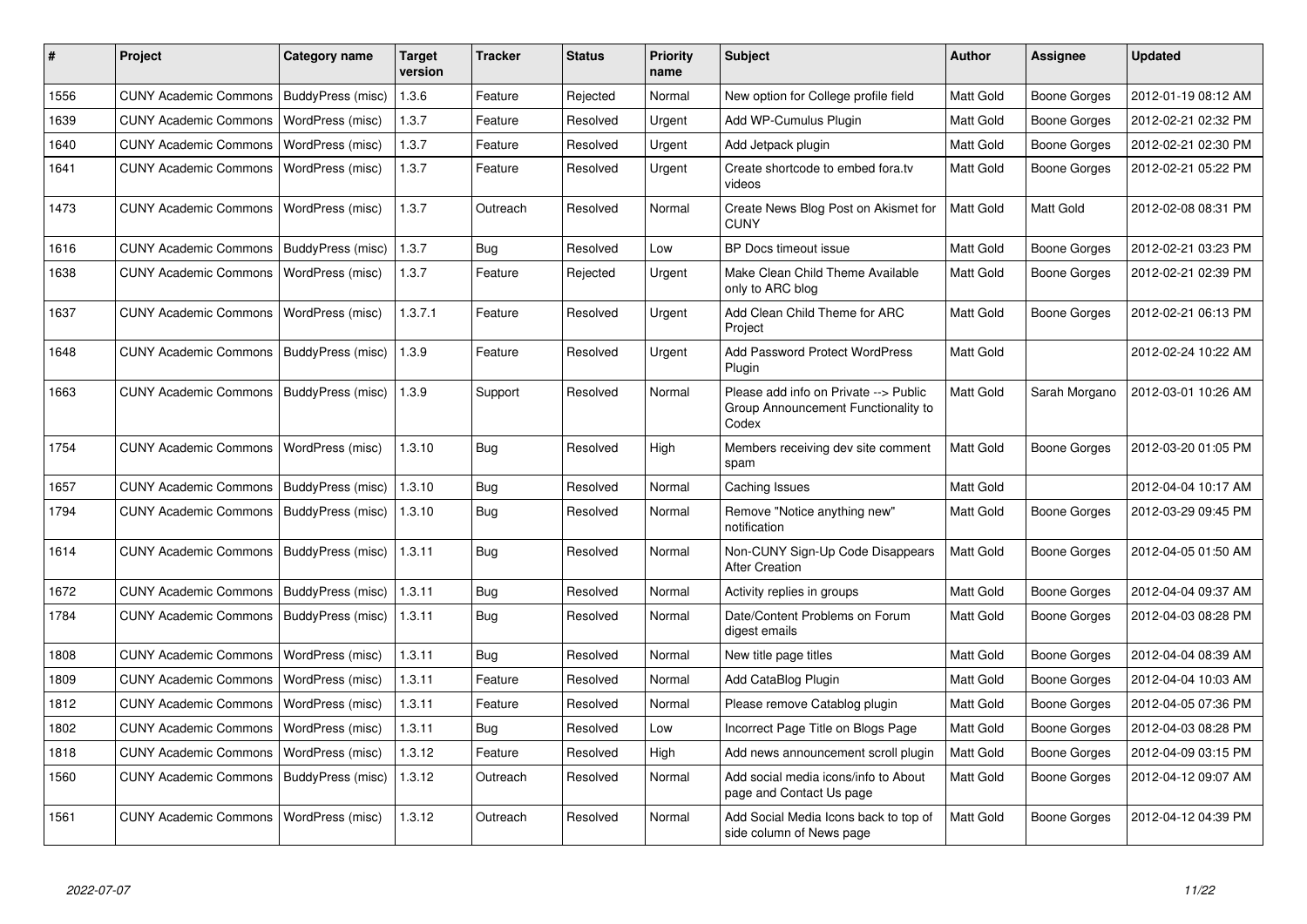| # | Project | Category name | Target version | Tracker | Status | Priority name | Subject | Author | Assignee | Updated |
|---|---|---|---|---|---|---|---|---|---|---|
| 1556 | CUNY Academic Commons | BuddyPress (misc) | 1.3.6 | Feature | Rejected | Normal | New option for College profile field | Matt Gold | Boone Gorges | 2012-01-19 08:12 AM |
| 1639 | CUNY Academic Commons | WordPress (misc) | 1.3.7 | Feature | Resolved | Urgent | Add WP-Cumulus Plugin | Matt Gold | Boone Gorges | 2012-02-21 02:32 PM |
| 1640 | CUNY Academic Commons | WordPress (misc) | 1.3.7 | Feature | Resolved | Urgent | Add Jetpack plugin | Matt Gold | Boone Gorges | 2012-02-21 02:30 PM |
| 1641 | CUNY Academic Commons | WordPress (misc) | 1.3.7 | Feature | Resolved | Urgent | Create shortcode to embed fora.tv videos | Matt Gold | Boone Gorges | 2012-02-21 05:22 PM |
| 1473 | CUNY Academic Commons | WordPress (misc) | 1.3.7 | Outreach | Resolved | Normal | Create News Blog Post on Akismet for CUNY | Matt Gold | Matt Gold | 2012-02-08 08:31 PM |
| 1616 | CUNY Academic Commons | BuddyPress (misc) | 1.3.7 | Bug | Resolved | Low | BP Docs timeout issue | Matt Gold | Boone Gorges | 2012-02-21 03:23 PM |
| 1638 | CUNY Academic Commons | WordPress (misc) | 1.3.7 | Feature | Rejected | Urgent | Make Clean Child Theme Available only to ARC blog | Matt Gold | Boone Gorges | 2012-02-21 02:39 PM |
| 1637 | CUNY Academic Commons | WordPress (misc) | 1.3.7.1 | Feature | Resolved | Urgent | Add Clean Child Theme for ARC Project | Matt Gold | Boone Gorges | 2012-02-21 06:13 PM |
| 1648 | CUNY Academic Commons | BuddyPress (misc) | 1.3.9 | Feature | Resolved | Urgent | Add Password Protect WordPress Plugin | Matt Gold | | 2012-02-24 10:22 AM |
| 1663 | CUNY Academic Commons | BuddyPress (misc) | 1.3.9 | Support | Resolved | Normal | Please add info on Private --> Public Group Announcement Functionality to Codex | Matt Gold | Sarah Morgano | 2012-03-01 10:26 AM |
| 1754 | CUNY Academic Commons | WordPress (misc) | 1.3.10 | Bug | Resolved | High | Members receiving dev site comment spam | Matt Gold | Boone Gorges | 2012-03-20 01:05 PM |
| 1657 | CUNY Academic Commons | BuddyPress (misc) | 1.3.10 | Bug | Resolved | Normal | Caching Issues | Matt Gold | | 2012-04-04 10:17 AM |
| 1794 | CUNY Academic Commons | BuddyPress (misc) | 1.3.10 | Bug | Resolved | Normal | Remove "Notice anything new" notification | Matt Gold | Boone Gorges | 2012-03-29 09:45 PM |
| 1614 | CUNY Academic Commons | BuddyPress (misc) | 1.3.11 | Bug | Resolved | Normal | Non-CUNY Sign-Up Code Disappears After Creation | Matt Gold | Boone Gorges | 2012-04-05 01:50 AM |
| 1672 | CUNY Academic Commons | BuddyPress (misc) | 1.3.11 | Bug | Resolved | Normal | Activity replies in groups | Matt Gold | Boone Gorges | 2012-04-04 09:37 AM |
| 1784 | CUNY Academic Commons | BuddyPress (misc) | 1.3.11 | Bug | Resolved | Normal | Date/Content Problems on Forum digest emails | Matt Gold | Boone Gorges | 2012-04-03 08:28 PM |
| 1808 | CUNY Academic Commons | WordPress (misc) | 1.3.11 | Bug | Resolved | Normal | New title page titles | Matt Gold | Boone Gorges | 2012-04-04 08:39 AM |
| 1809 | CUNY Academic Commons | WordPress (misc) | 1.3.11 | Feature | Resolved | Normal | Add CataBlog Plugin | Matt Gold | Boone Gorges | 2012-04-04 10:03 AM |
| 1812 | CUNY Academic Commons | WordPress (misc) | 1.3.11 | Feature | Resolved | Normal | Please remove Catablog plugin | Matt Gold | Boone Gorges | 2012-04-05 07:36 PM |
| 1802 | CUNY Academic Commons | WordPress (misc) | 1.3.11 | Bug | Resolved | Low | Incorrect Page Title on Blogs Page | Matt Gold | Boone Gorges | 2012-04-03 08:28 PM |
| 1818 | CUNY Academic Commons | WordPress (misc) | 1.3.12 | Feature | Resolved | High | Add news announcement scroll plugin | Matt Gold | Boone Gorges | 2012-04-09 03:15 PM |
| 1560 | CUNY Academic Commons | BuddyPress (misc) | 1.3.12 | Outreach | Resolved | Normal | Add social media icons/info to About page and Contact Us page | Matt Gold | Boone Gorges | 2012-04-12 09:07 AM |
| 1561 | CUNY Academic Commons | WordPress (misc) | 1.3.12 | Outreach | Resolved | Normal | Add Social Media Icons back to top of side column of News page | Matt Gold | Boone Gorges | 2012-04-12 04:39 PM |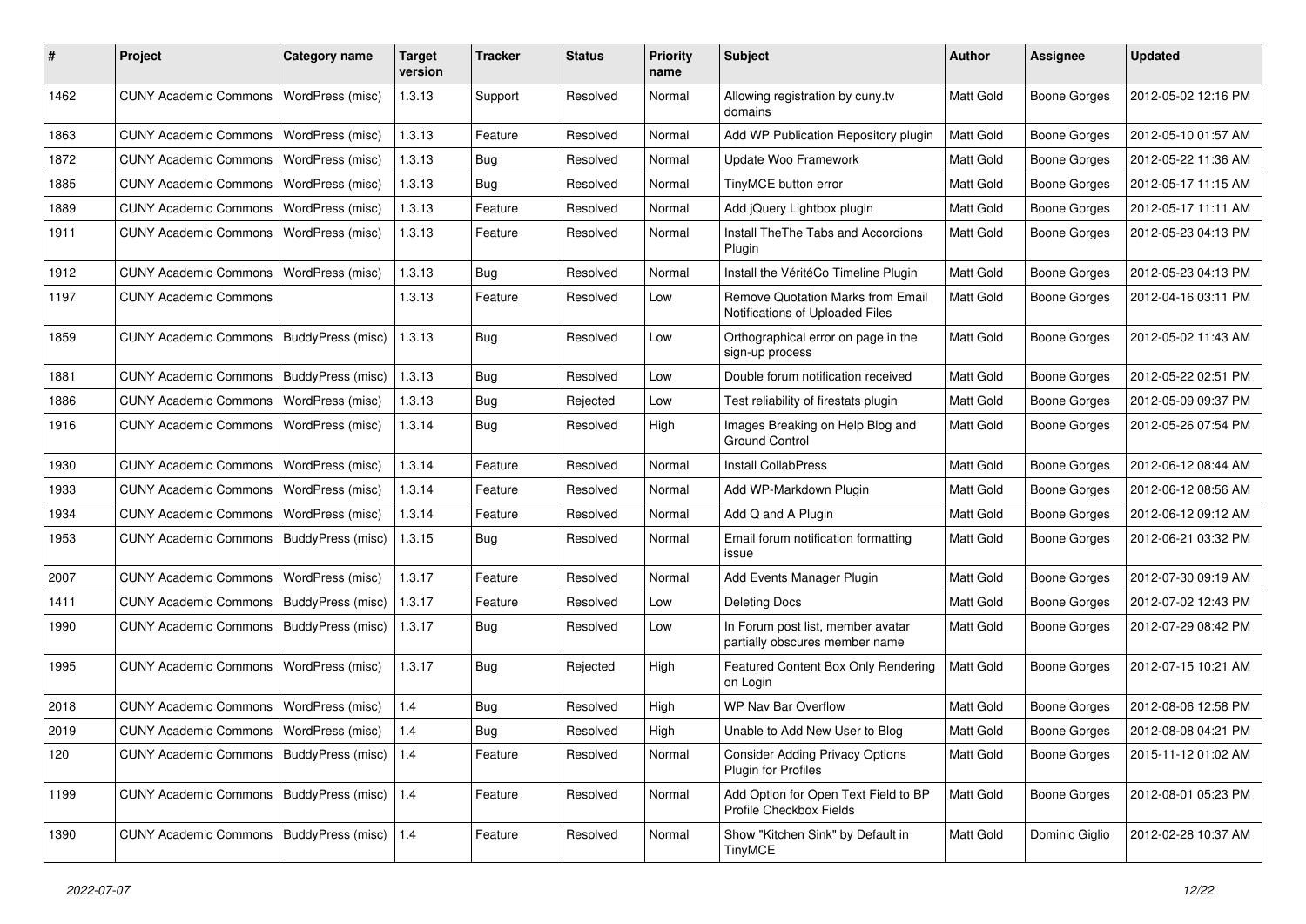| # | Project | Category name | Target version | Tracker | Status | Priority name | Subject | Author | Assignee | Updated |
|---|---|---|---|---|---|---|---|---|---|---|
| 1462 | CUNY Academic Commons | WordPress (misc) | 1.3.13 | Support | Resolved | Normal | Allowing registration by cuny.tv domains | Matt Gold | Boone Gorges | 2012-05-02 12:16 PM |
| 1863 | CUNY Academic Commons | WordPress (misc) | 1.3.13 | Feature | Resolved | Normal | Add WP Publication Repository plugin | Matt Gold | Boone Gorges | 2012-05-10 01:57 AM |
| 1872 | CUNY Academic Commons | WordPress (misc) | 1.3.13 | Bug | Resolved | Normal | Update Woo Framework | Matt Gold | Boone Gorges | 2012-05-22 11:36 AM |
| 1885 | CUNY Academic Commons | WordPress (misc) | 1.3.13 | Bug | Resolved | Normal | TinyMCE button error | Matt Gold | Boone Gorges | 2012-05-17 11:15 AM |
| 1889 | CUNY Academic Commons | WordPress (misc) | 1.3.13 | Feature | Resolved | Normal | Add jQuery Lightbox plugin | Matt Gold | Boone Gorges | 2012-05-17 11:11 AM |
| 1911 | CUNY Academic Commons | WordPress (misc) | 1.3.13 | Feature | Resolved | Normal | Install TheThe Tabs and Accordions Plugin | Matt Gold | Boone Gorges | 2012-05-23 04:13 PM |
| 1912 | CUNY Academic Commons | WordPress (misc) | 1.3.13 | Bug | Resolved | Normal | Install the VéritéCo Timeline Plugin | Matt Gold | Boone Gorges | 2012-05-23 04:13 PM |
| 1197 | CUNY Academic Commons | | 1.3.13 | Feature | Resolved | Low | Remove Quotation Marks from Email Notifications of Uploaded Files | Matt Gold | Boone Gorges | 2012-04-16 03:11 PM |
| 1859 | CUNY Academic Commons | BuddyPress (misc) | 1.3.13 | Bug | Resolved | Low | Orthographical error on page in the sign-up process | Matt Gold | Boone Gorges | 2012-05-02 11:43 AM |
| 1881 | CUNY Academic Commons | BuddyPress (misc) | 1.3.13 | Bug | Resolved | Low | Double forum notification received | Matt Gold | Boone Gorges | 2012-05-22 02:51 PM |
| 1886 | CUNY Academic Commons | WordPress (misc) | 1.3.13 | Bug | Rejected | Low | Test reliability of firestats plugin | Matt Gold | Boone Gorges | 2012-05-09 09:37 PM |
| 1916 | CUNY Academic Commons | WordPress (misc) | 1.3.14 | Bug | Resolved | High | Images Breaking on Help Blog and Ground Control | Matt Gold | Boone Gorges | 2012-05-26 07:54 PM |
| 1930 | CUNY Academic Commons | WordPress (misc) | 1.3.14 | Feature | Resolved | Normal | Install CollabPress | Matt Gold | Boone Gorges | 2012-06-12 08:44 AM |
| 1933 | CUNY Academic Commons | WordPress (misc) | 1.3.14 | Feature | Resolved | Normal | Add WP-Markdown Plugin | Matt Gold | Boone Gorges | 2012-06-12 08:56 AM |
| 1934 | CUNY Academic Commons | WordPress (misc) | 1.3.14 | Feature | Resolved | Normal | Add Q and A Plugin | Matt Gold | Boone Gorges | 2012-06-12 09:12 AM |
| 1953 | CUNY Academic Commons | BuddyPress (misc) | 1.3.15 | Bug | Resolved | Normal | Email forum notification formatting issue | Matt Gold | Boone Gorges | 2012-06-21 03:32 PM |
| 2007 | CUNY Academic Commons | WordPress (misc) | 1.3.17 | Feature | Resolved | Normal | Add Events Manager Plugin | Matt Gold | Boone Gorges | 2012-07-30 09:19 AM |
| 1411 | CUNY Academic Commons | BuddyPress (misc) | 1.3.17 | Feature | Resolved | Low | Deleting Docs | Matt Gold | Boone Gorges | 2012-07-02 12:43 PM |
| 1990 | CUNY Academic Commons | BuddyPress (misc) | 1.3.17 | Bug | Resolved | Low | In Forum post list, member avatar partially obscures member name | Matt Gold | Boone Gorges | 2012-07-29 08:42 PM |
| 1995 | CUNY Academic Commons | WordPress (misc) | 1.3.17 | Bug | Rejected | High | Featured Content Box Only Rendering on Login | Matt Gold | Boone Gorges | 2012-07-15 10:21 AM |
| 2018 | CUNY Academic Commons | WordPress (misc) | 1.4 | Bug | Resolved | High | WP Nav Bar Overflow | Matt Gold | Boone Gorges | 2012-08-06 12:58 PM |
| 2019 | CUNY Academic Commons | WordPress (misc) | 1.4 | Bug | Resolved | High | Unable to Add New User to Blog | Matt Gold | Boone Gorges | 2012-08-08 04:21 PM |
| 120 | CUNY Academic Commons | BuddyPress (misc) | 1.4 | Feature | Resolved | Normal | Consider Adding Privacy Options Plugin for Profiles | Matt Gold | Boone Gorges | 2015-11-12 01:02 AM |
| 1199 | CUNY Academic Commons | BuddyPress (misc) | 1.4 | Feature | Resolved | Normal | Add Option for Open Text Field to BP Profile Checkbox Fields | Matt Gold | Boone Gorges | 2012-08-01 05:23 PM |
| 1390 | CUNY Academic Commons | BuddyPress (misc) | 1.4 | Feature | Resolved | Normal | Show "Kitchen Sink" by Default in TinyMCE | Matt Gold | Dominic Giglio | 2012-02-28 10:37 AM |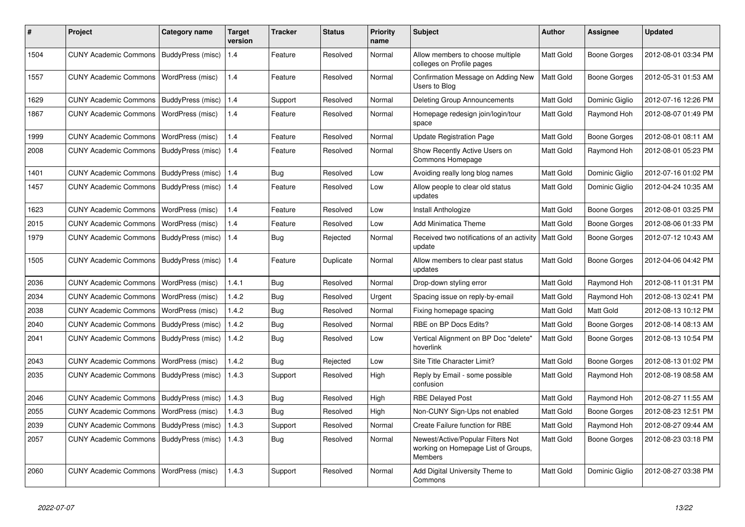| # | Project | Category name | Target version | Tracker | Status | Priority name | Subject | Author | Assignee | Updated |
|---|---|---|---|---|---|---|---|---|---|---|
| 1504 | CUNY Academic Commons | BuddyPress (misc) | 1.4 | Feature | Resolved | Normal | Allow members to choose multiple colleges on Profile pages | Matt Gold | Boone Gorges | 2012-08-01 03:34 PM |
| 1557 | CUNY Academic Commons | WordPress (misc) | 1.4 | Feature | Resolved | Normal | Confirmation Message on Adding New Users to Blog | Matt Gold | Boone Gorges | 2012-05-31 01:53 AM |
| 1629 | CUNY Academic Commons | BuddyPress (misc) | 1.4 | Support | Resolved | Normal | Deleting Group Announcements | Matt Gold | Dominic Giglio | 2012-07-16 12:26 PM |
| 1867 | CUNY Academic Commons | WordPress (misc) | 1.4 | Feature | Resolved | Normal | Homepage redesign join/login/tour space | Matt Gold | Raymond Hoh | 2012-08-07 01:49 PM |
| 1999 | CUNY Academic Commons | WordPress (misc) | 1.4 | Feature | Resolved | Normal | Update Registration Page | Matt Gold | Boone Gorges | 2012-08-01 08:11 AM |
| 2008 | CUNY Academic Commons | BuddyPress (misc) | 1.4 | Feature | Resolved | Normal | Show Recently Active Users on Commons Homepage | Matt Gold | Raymond Hoh | 2012-08-01 05:23 PM |
| 1401 | CUNY Academic Commons | BuddyPress (misc) | 1.4 | Bug | Resolved | Low | Avoiding really long blog names | Matt Gold | Dominic Giglio | 2012-07-16 01:02 PM |
| 1457 | CUNY Academic Commons | BuddyPress (misc) | 1.4 | Feature | Resolved | Low | Allow people to clear old status updates | Matt Gold | Dominic Giglio | 2012-04-24 10:35 AM |
| 1623 | CUNY Academic Commons | WordPress (misc) | 1.4 | Feature | Resolved | Low | Install Anthologize | Matt Gold | Boone Gorges | 2012-08-01 03:25 PM |
| 2015 | CUNY Academic Commons | WordPress (misc) | 1.4 | Feature | Resolved | Low | Add Minimatica Theme | Matt Gold | Boone Gorges | 2012-08-06 01:33 PM |
| 1979 | CUNY Academic Commons | BuddyPress (misc) | 1.4 | Bug | Rejected | Normal | Received two notifications of an activity update | Matt Gold | Boone Gorges | 2012-07-12 10:43 AM |
| 1505 | CUNY Academic Commons | BuddyPress (misc) | 1.4 | Feature | Duplicate | Normal | Allow members to clear past status updates | Matt Gold | Boone Gorges | 2012-04-06 04:42 PM |
| 2036 | CUNY Academic Commons | WordPress (misc) | 1.4.1 | Bug | Resolved | Normal | Drop-down styling error | Matt Gold | Raymond Hoh | 2012-08-11 01:31 PM |
| 2034 | CUNY Academic Commons | WordPress (misc) | 1.4.2 | Bug | Resolved | Urgent | Spacing issue on reply-by-email | Matt Gold | Raymond Hoh | 2012-08-13 02:41 PM |
| 2038 | CUNY Academic Commons | WordPress (misc) | 1.4.2 | Bug | Resolved | Normal | Fixing homepage spacing | Matt Gold | Matt Gold | 2012-08-13 10:12 PM |
| 2040 | CUNY Academic Commons | BuddyPress (misc) | 1.4.2 | Bug | Resolved | Normal | RBE on BP Docs Edits? | Matt Gold | Boone Gorges | 2012-08-14 08:13 AM |
| 2041 | CUNY Academic Commons | BuddyPress (misc) | 1.4.2 | Bug | Resolved | Low | Vertical Alignment on BP Doc "delete" hoverlink | Matt Gold | Boone Gorges | 2012-08-13 10:54 PM |
| 2043 | CUNY Academic Commons | WordPress (misc) | 1.4.2 | Bug | Rejected | Low | Site Title Character Limit? | Matt Gold | Boone Gorges | 2012-08-13 01:02 PM |
| 2035 | CUNY Academic Commons | BuddyPress (misc) | 1.4.3 | Support | Resolved | High | Reply by Email - some possible confusion | Matt Gold | Raymond Hoh | 2012-08-19 08:58 AM |
| 2046 | CUNY Academic Commons | BuddyPress (misc) | 1.4.3 | Bug | Resolved | High | RBE Delayed Post | Matt Gold | Raymond Hoh | 2012-08-27 11:55 AM |
| 2055 | CUNY Academic Commons | WordPress (misc) | 1.4.3 | Bug | Resolved | High | Non-CUNY Sign-Ups not enabled | Matt Gold | Boone Gorges | 2012-08-23 12:51 PM |
| 2039 | CUNY Academic Commons | BuddyPress (misc) | 1.4.3 | Support | Resolved | Normal | Create Failure function for RBE | Matt Gold | Raymond Hoh | 2012-08-27 09:44 AM |
| 2057 | CUNY Academic Commons | BuddyPress (misc) | 1.4.3 | Bug | Resolved | Normal | Newest/Active/Popular Filters Not working on Homepage List of Groups, Members | Matt Gold | Boone Gorges | 2012-08-23 03:18 PM |
| 2060 | CUNY Academic Commons | WordPress (misc) | 1.4.3 | Support | Resolved | Normal | Add Digital University Theme to Commons | Matt Gold | Dominic Giglio | 2012-08-27 03:38 PM |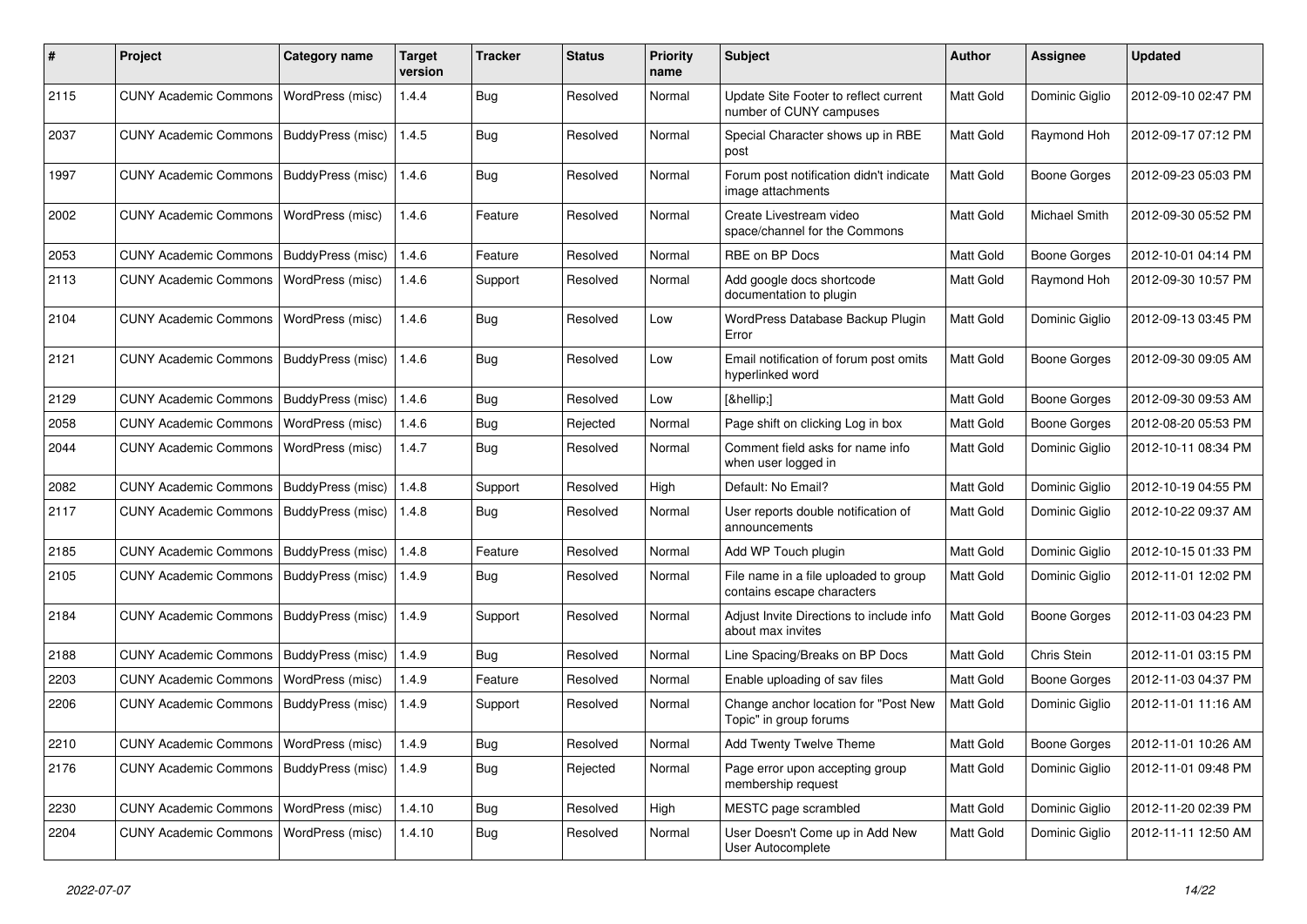| # | Project | Category name | Target version | Tracker | Status | Priority name | Subject | Author | Assignee | Updated |
|---|---|---|---|---|---|---|---|---|---|---|
| 2115 | CUNY Academic Commons | WordPress (misc) | 1.4.4 | Bug | Resolved | Normal | Update Site Footer to reflect current number of CUNY campuses | Matt Gold | Dominic Giglio | 2012-09-10 02:47 PM |
| 2037 | CUNY Academic Commons | BuddyPress (misc) | 1.4.5 | Bug | Resolved | Normal | Special Character shows up in RBE post | Matt Gold | Raymond Hoh | 2012-09-17 07:12 PM |
| 1997 | CUNY Academic Commons | BuddyPress (misc) | 1.4.6 | Bug | Resolved | Normal | Forum post notification didn't indicate image attachments | Matt Gold | Boone Gorges | 2012-09-23 05:03 PM |
| 2002 | CUNY Academic Commons | WordPress (misc) | 1.4.6 | Feature | Resolved | Normal | Create Livestream video space/channel for the Commons | Matt Gold | Michael Smith | 2012-09-30 05:52 PM |
| 2053 | CUNY Academic Commons | BuddyPress (misc) | 1.4.6 | Feature | Resolved | Normal | RBE on BP Docs | Matt Gold | Boone Gorges | 2012-10-01 04:14 PM |
| 2113 | CUNY Academic Commons | WordPress (misc) | 1.4.6 | Support | Resolved | Normal | Add google docs shortcode documentation to plugin | Matt Gold | Raymond Hoh | 2012-09-30 10:57 PM |
| 2104 | CUNY Academic Commons | WordPress (misc) | 1.4.6 | Bug | Resolved | Low | WordPress Database Backup Plugin Error | Matt Gold | Dominic Giglio | 2012-09-13 03:45 PM |
| 2121 | CUNY Academic Commons | BuddyPress (misc) | 1.4.6 | Bug | Resolved | Low | Email notification of forum post omits hyperlinked word | Matt Gold | Boone Gorges | 2012-09-30 09:05 AM |
| 2129 | CUNY Academic Commons | BuddyPress (misc) | 1.4.6 | Bug | Resolved | Low | [&hellip;] | Matt Gold | Boone Gorges | 2012-09-30 09:53 AM |
| 2058 | CUNY Academic Commons | WordPress (misc) | 1.4.6 | Bug | Rejected | Normal | Page shift on clicking Log in box | Matt Gold | Boone Gorges | 2012-08-20 05:53 PM |
| 2044 | CUNY Academic Commons | WordPress (misc) | 1.4.7 | Bug | Resolved | Normal | Comment field asks for name info when user logged in | Matt Gold | Dominic Giglio | 2012-10-11 08:34 PM |
| 2082 | CUNY Academic Commons | BuddyPress (misc) | 1.4.8 | Support | Resolved | High | Default: No Email? | Matt Gold | Dominic Giglio | 2012-10-19 04:55 PM |
| 2117 | CUNY Academic Commons | BuddyPress (misc) | 1.4.8 | Bug | Resolved | Normal | User reports double notification of announcements | Matt Gold | Dominic Giglio | 2012-10-22 09:37 AM |
| 2185 | CUNY Academic Commons | BuddyPress (misc) | 1.4.8 | Feature | Resolved | Normal | Add WP Touch plugin | Matt Gold | Dominic Giglio | 2012-10-15 01:33 PM |
| 2105 | CUNY Academic Commons | BuddyPress (misc) | 1.4.9 | Bug | Resolved | Normal | File name in a file uploaded to group contains escape characters | Matt Gold | Dominic Giglio | 2012-11-01 12:02 PM |
| 2184 | CUNY Academic Commons | BuddyPress (misc) | 1.4.9 | Support | Resolved | Normal | Adjust Invite Directions to include info about max invites | Matt Gold | Boone Gorges | 2012-11-03 04:23 PM |
| 2188 | CUNY Academic Commons | BuddyPress (misc) | 1.4.9 | Bug | Resolved | Normal | Line Spacing/Breaks on BP Docs | Matt Gold | Chris Stein | 2012-11-01 03:15 PM |
| 2203 | CUNY Academic Commons | WordPress (misc) | 1.4.9 | Feature | Resolved | Normal | Enable uploading of sav files | Matt Gold | Boone Gorges | 2012-11-03 04:37 PM |
| 2206 | CUNY Academic Commons | BuddyPress (misc) | 1.4.9 | Support | Resolved | Normal | Change anchor location for "Post New Topic" in group forums | Matt Gold | Dominic Giglio | 2012-11-01 11:16 AM |
| 2210 | CUNY Academic Commons | WordPress (misc) | 1.4.9 | Bug | Resolved | Normal | Add Twenty Twelve Theme | Matt Gold | Boone Gorges | 2012-11-01 10:26 AM |
| 2176 | CUNY Academic Commons | BuddyPress (misc) | 1.4.9 | Bug | Rejected | Normal | Page error upon accepting group membership request | Matt Gold | Dominic Giglio | 2012-11-01 09:48 PM |
| 2230 | CUNY Academic Commons | WordPress (misc) | 1.4.10 | Bug | Resolved | High | MESTC page scrambled | Matt Gold | Dominic Giglio | 2012-11-20 02:39 PM |
| 2204 | CUNY Academic Commons | WordPress (misc) | 1.4.10 | Bug | Resolved | Normal | User Doesn't Come up in Add New User Autocomplete | Matt Gold | Dominic Giglio | 2012-11-11 12:50 AM |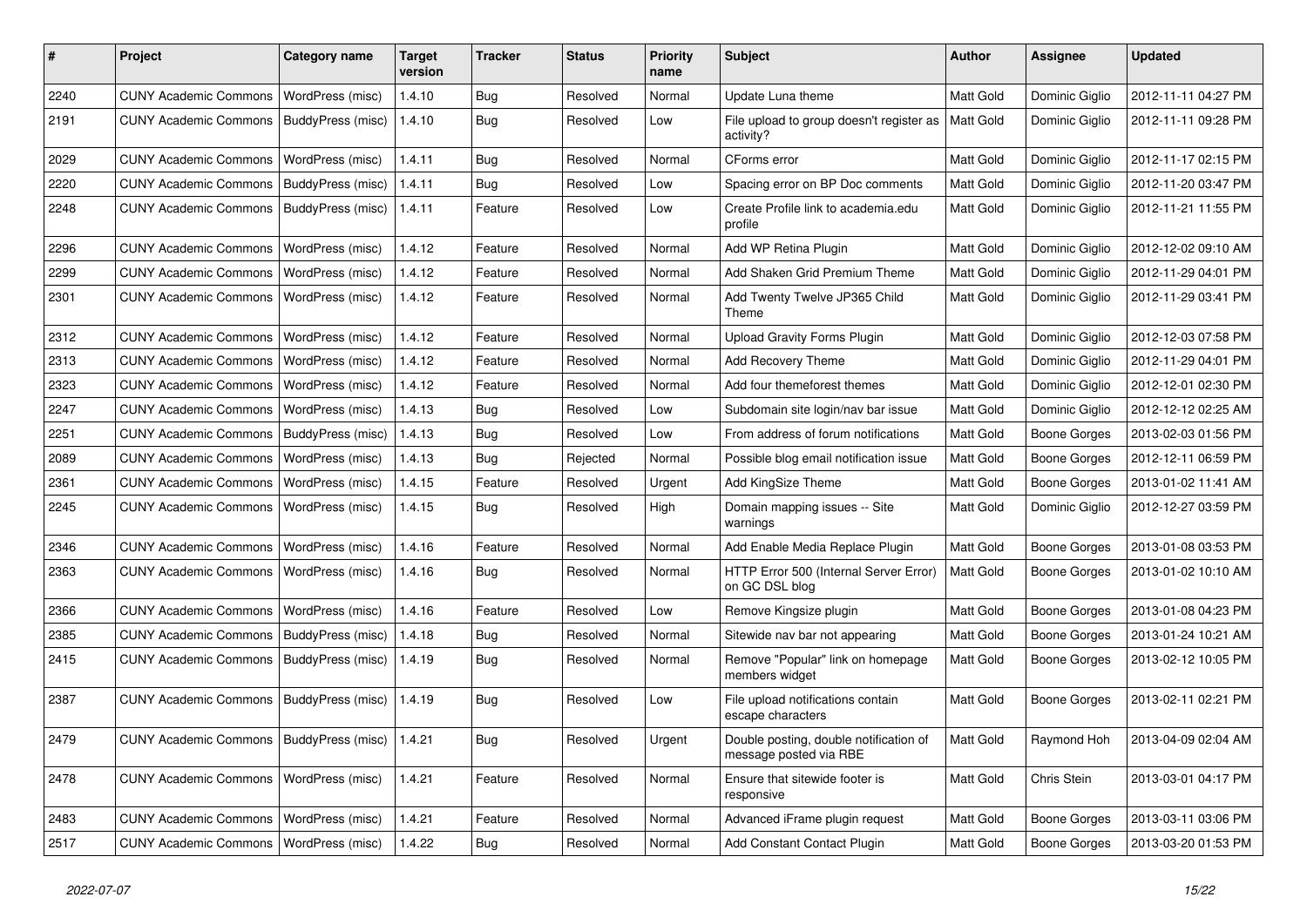| # | Project | Category name | Target version | Tracker | Status | Priority name | Subject | Author | Assignee | Updated |
|---|---|---|---|---|---|---|---|---|---|---|
| 2240 | CUNY Academic Commons | WordPress (misc) | 1.4.10 | Bug | Resolved | Normal | Update Luna theme | Matt Gold | Dominic Giglio | 2012-11-11 04:27 PM |
| 2191 | CUNY Academic Commons | BuddyPress (misc) | 1.4.10 | Bug | Resolved | Low | File upload to group doesn't register as activity? | Matt Gold | Dominic Giglio | 2012-11-11 09:28 PM |
| 2029 | CUNY Academic Commons | WordPress (misc) | 1.4.11 | Bug | Resolved | Normal | CForms error | Matt Gold | Dominic Giglio | 2012-11-17 02:15 PM |
| 2220 | CUNY Academic Commons | BuddyPress (misc) | 1.4.11 | Bug | Resolved | Low | Spacing error on BP Doc comments | Matt Gold | Dominic Giglio | 2012-11-20 03:47 PM |
| 2248 | CUNY Academic Commons | BuddyPress (misc) | 1.4.11 | Feature | Resolved | Low | Create Profile link to academia.edu profile | Matt Gold | Dominic Giglio | 2012-11-21 11:55 PM |
| 2296 | CUNY Academic Commons | WordPress (misc) | 1.4.12 | Feature | Resolved | Normal | Add WP Retina Plugin | Matt Gold | Dominic Giglio | 2012-12-02 09:10 AM |
| 2299 | CUNY Academic Commons | WordPress (misc) | 1.4.12 | Feature | Resolved | Normal | Add Shaken Grid Premium Theme | Matt Gold | Dominic Giglio | 2012-11-29 04:01 PM |
| 2301 | CUNY Academic Commons | WordPress (misc) | 1.4.12 | Feature | Resolved | Normal | Add Twenty Twelve JP365 Child Theme | Matt Gold | Dominic Giglio | 2012-11-29 03:41 PM |
| 2312 | CUNY Academic Commons | WordPress (misc) | 1.4.12 | Feature | Resolved | Normal | Upload Gravity Forms Plugin | Matt Gold | Dominic Giglio | 2012-12-03 07:58 PM |
| 2313 | CUNY Academic Commons | WordPress (misc) | 1.4.12 | Feature | Resolved | Normal | Add Recovery Theme | Matt Gold | Dominic Giglio | 2012-11-29 04:01 PM |
| 2323 | CUNY Academic Commons | WordPress (misc) | 1.4.12 | Feature | Resolved | Normal | Add four themeforest themes | Matt Gold | Dominic Giglio | 2012-12-01 02:30 PM |
| 2247 | CUNY Academic Commons | WordPress (misc) | 1.4.13 | Bug | Resolved | Low | Subdomain site login/nav bar issue | Matt Gold | Dominic Giglio | 2012-12-12 02:25 AM |
| 2251 | CUNY Academic Commons | BuddyPress (misc) | 1.4.13 | Bug | Resolved | Low | From address of forum notifications | Matt Gold | Boone Gorges | 2013-02-03 01:56 PM |
| 2089 | CUNY Academic Commons | WordPress (misc) | 1.4.13 | Bug | Rejected | Normal | Possible blog email notification issue | Matt Gold | Boone Gorges | 2012-12-11 06:59 PM |
| 2361 | CUNY Academic Commons | WordPress (misc) | 1.4.15 | Feature | Resolved | Urgent | Add KingSize Theme | Matt Gold | Boone Gorges | 2013-01-02 11:41 AM |
| 2245 | CUNY Academic Commons | WordPress (misc) | 1.4.15 | Bug | Resolved | High | Domain mapping issues -- Site warnings | Matt Gold | Dominic Giglio | 2012-12-27 03:59 PM |
| 2346 | CUNY Academic Commons | WordPress (misc) | 1.4.16 | Feature | Resolved | Normal | Add Enable Media Replace Plugin | Matt Gold | Boone Gorges | 2013-01-08 03:53 PM |
| 2363 | CUNY Academic Commons | WordPress (misc) | 1.4.16 | Bug | Resolved | Normal | HTTP Error 500 (Internal Server Error) on GC DSL blog | Matt Gold | Boone Gorges | 2013-01-02 10:10 AM |
| 2366 | CUNY Academic Commons | WordPress (misc) | 1.4.16 | Feature | Resolved | Low | Remove Kingsize plugin | Matt Gold | Boone Gorges | 2013-01-08 04:23 PM |
| 2385 | CUNY Academic Commons | BuddyPress (misc) | 1.4.18 | Bug | Resolved | Normal | Sitewide nav bar not appearing | Matt Gold | Boone Gorges | 2013-01-24 10:21 AM |
| 2415 | CUNY Academic Commons | BuddyPress (misc) | 1.4.19 | Bug | Resolved | Normal | Remove "Popular" link on homepage members widget | Matt Gold | Boone Gorges | 2013-02-12 10:05 PM |
| 2387 | CUNY Academic Commons | BuddyPress (misc) | 1.4.19 | Bug | Resolved | Low | File upload notifications contain escape characters | Matt Gold | Boone Gorges | 2013-02-11 02:21 PM |
| 2479 | CUNY Academic Commons | BuddyPress (misc) | 1.4.21 | Bug | Resolved | Urgent | Double posting, double notification of message posted via RBE | Matt Gold | Raymond Hoh | 2013-04-09 02:04 AM |
| 2478 | CUNY Academic Commons | WordPress (misc) | 1.4.21 | Feature | Resolved | Normal | Ensure that sitewide footer is responsive | Matt Gold | Chris Stein | 2013-03-01 04:17 PM |
| 2483 | CUNY Academic Commons | WordPress (misc) | 1.4.21 | Feature | Resolved | Normal | Advanced iFrame plugin request | Matt Gold | Boone Gorges | 2013-03-11 03:06 PM |
| 2517 | CUNY Academic Commons | WordPress (misc) | 1.4.22 | Bug | Resolved | Normal | Add Constant Contact Plugin | Matt Gold | Boone Gorges | 2013-03-20 01:53 PM |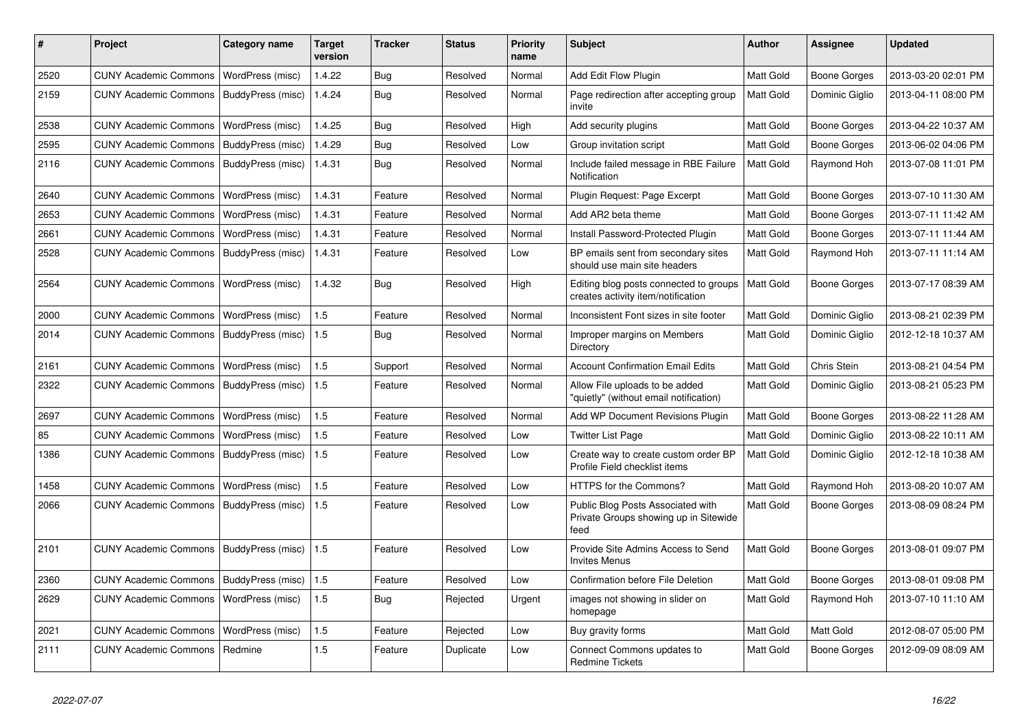| # | Project | Category name | Target version | Tracker | Status | Priority name | Subject | Author | Assignee | Updated |
|---|---|---|---|---|---|---|---|---|---|---|
| 2520 | CUNY Academic Commons | WordPress (misc) | 1.4.22 | Bug | Resolved | Normal | Add Edit Flow Plugin | Matt Gold | Boone Gorges | 2013-03-20 02:01 PM |
| 2159 | CUNY Academic Commons | BuddyPress (misc) | 1.4.24 | Bug | Resolved | Normal | Page redirection after accepting group invite | Matt Gold | Dominic Giglio | 2013-04-11 08:00 PM |
| 2538 | CUNY Academic Commons | WordPress (misc) | 1.4.25 | Bug | Resolved | High | Add security plugins | Matt Gold | Boone Gorges | 2013-04-22 10:37 AM |
| 2595 | CUNY Academic Commons | BuddyPress (misc) | 1.4.29 | Bug | Resolved | Low | Group invitation script | Matt Gold | Boone Gorges | 2013-06-02 04:06 PM |
| 2116 | CUNY Academic Commons | BuddyPress (misc) | 1.4.31 | Bug | Resolved | Normal | Include failed message in RBE Failure Notification | Matt Gold | Raymond Hoh | 2013-07-08 11:01 PM |
| 2640 | CUNY Academic Commons | WordPress (misc) | 1.4.31 | Feature | Resolved | Normal | Plugin Request: Page Excerpt | Matt Gold | Boone Gorges | 2013-07-10 11:30 AM |
| 2653 | CUNY Academic Commons | WordPress (misc) | 1.4.31 | Feature | Resolved | Normal | Add AR2 beta theme | Matt Gold | Boone Gorges | 2013-07-11 11:42 AM |
| 2661 | CUNY Academic Commons | WordPress (misc) | 1.4.31 | Feature | Resolved | Normal | Install Password-Protected Plugin | Matt Gold | Boone Gorges | 2013-07-11 11:44 AM |
| 2528 | CUNY Academic Commons | BuddyPress (misc) | 1.4.31 | Feature | Resolved | Low | BP emails sent from secondary sites should use main site headers | Matt Gold | Raymond Hoh | 2013-07-11 11:14 AM |
| 2564 | CUNY Academic Commons | WordPress (misc) | 1.4.32 | Bug | Resolved | High | Editing blog posts connected to groups creates activity item/notification | Matt Gold | Boone Gorges | 2013-07-17 08:39 AM |
| 2000 | CUNY Academic Commons | WordPress (misc) | 1.5 | Feature | Resolved | Normal | Inconsistent Font sizes in site footer | Matt Gold | Dominic Giglio | 2013-08-21 02:39 PM |
| 2014 | CUNY Academic Commons | BuddyPress (misc) | 1.5 | Bug | Resolved | Normal | Improper margins on Members Directory | Matt Gold | Dominic Giglio | 2012-12-18 10:37 AM |
| 2161 | CUNY Academic Commons | WordPress (misc) | 1.5 | Support | Resolved | Normal | Account Confirmation Email Edits | Matt Gold | Chris Stein | 2013-08-21 04:54 PM |
| 2322 | CUNY Academic Commons | BuddyPress (misc) | 1.5 | Feature | Resolved | Normal | Allow File uploads to be added "quietly" (without email notification) | Matt Gold | Dominic Giglio | 2013-08-21 05:23 PM |
| 2697 | CUNY Academic Commons | WordPress (misc) | 1.5 | Feature | Resolved | Normal | Add WP Document Revisions Plugin | Matt Gold | Boone Gorges | 2013-08-22 11:28 AM |
| 85 | CUNY Academic Commons | WordPress (misc) | 1.5 | Feature | Resolved | Low | Twitter List Page | Matt Gold | Dominic Giglio | 2013-08-22 10:11 AM |
| 1386 | CUNY Academic Commons | BuddyPress (misc) | 1.5 | Feature | Resolved | Low | Create way to create custom order BP Profile Field checklist items | Matt Gold | Dominic Giglio | 2012-12-18 10:38 AM |
| 1458 | CUNY Academic Commons | WordPress (misc) | 1.5 | Feature | Resolved | Low | HTTPS for the Commons? | Matt Gold | Raymond Hoh | 2013-08-20 10:07 AM |
| 2066 | CUNY Academic Commons | BuddyPress (misc) | 1.5 | Feature | Resolved | Low | Public Blog Posts Associated with Private Groups showing up in Sitewide feed | Matt Gold | Boone Gorges | 2013-08-09 08:24 PM |
| 2101 | CUNY Academic Commons | BuddyPress (misc) | 1.5 | Feature | Resolved | Low | Provide Site Admins Access to Send Invites Menus | Matt Gold | Boone Gorges | 2013-08-01 09:07 PM |
| 2360 | CUNY Academic Commons | BuddyPress (misc) | 1.5 | Feature | Resolved | Low | Confirmation before File Deletion | Matt Gold | Boone Gorges | 2013-08-01 09:08 PM |
| 2629 | CUNY Academic Commons | WordPress (misc) | 1.5 | Bug | Rejected | Urgent | images not showing in slider on homepage | Matt Gold | Raymond Hoh | 2013-07-10 11:10 AM |
| 2021 | CUNY Academic Commons | WordPress (misc) | 1.5 | Feature | Rejected | Low | Buy gravity forms | Matt Gold | Matt Gold | 2012-08-07 05:00 PM |
| 2111 | CUNY Academic Commons | Redmine | 1.5 | Feature | Duplicate | Low | Connect Commons updates to Redmine Tickets | Matt Gold | Boone Gorges | 2012-09-09 08:09 AM |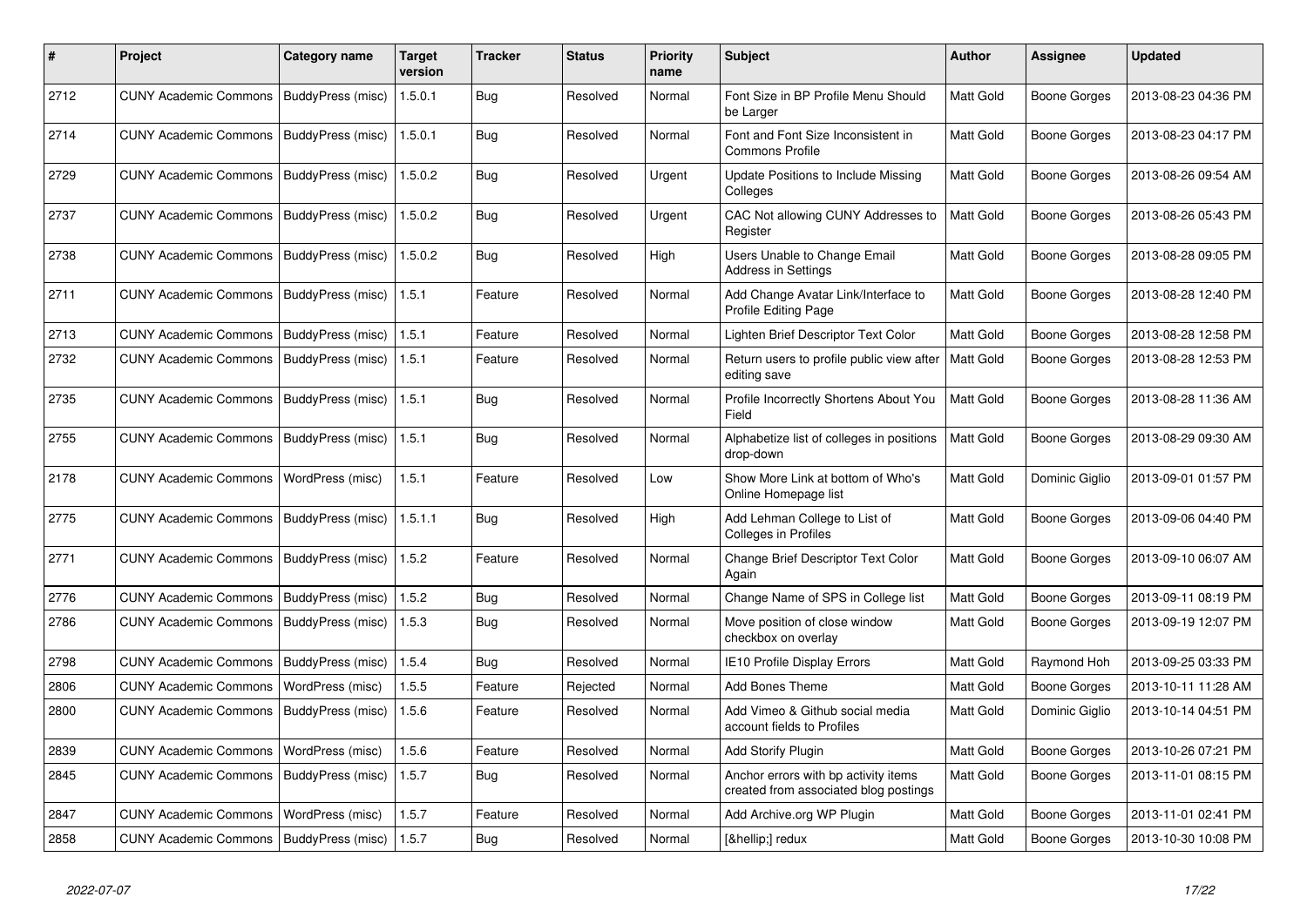| # | Project | Category name | Target version | Tracker | Status | Priority name | Subject | Author | Assignee | Updated |
|---|---|---|---|---|---|---|---|---|---|---|
| 2712 | CUNY Academic Commons | BuddyPress (misc) | 1.5.0.1 | Bug | Resolved | Normal | Font Size in BP Profile Menu Should be Larger | Matt Gold | Boone Gorges | 2013-08-23 04:36 PM |
| 2714 | CUNY Academic Commons | BuddyPress (misc) | 1.5.0.1 | Bug | Resolved | Normal | Font and Font Size Inconsistent in Commons Profile | Matt Gold | Boone Gorges | 2013-08-23 04:17 PM |
| 2729 | CUNY Academic Commons | BuddyPress (misc) | 1.5.0.2 | Bug | Resolved | Urgent | Update Positions to Include Missing Colleges | Matt Gold | Boone Gorges | 2013-08-26 09:54 AM |
| 2737 | CUNY Academic Commons | BuddyPress (misc) | 1.5.0.2 | Bug | Resolved | Urgent | CAC Not allowing CUNY Addresses to Register | Matt Gold | Boone Gorges | 2013-08-26 05:43 PM |
| 2738 | CUNY Academic Commons | BuddyPress (misc) | 1.5.0.2 | Bug | Resolved | High | Users Unable to Change Email Address in Settings | Matt Gold | Boone Gorges | 2013-08-28 09:05 PM |
| 2711 | CUNY Academic Commons | BuddyPress (misc) | 1.5.1 | Feature | Resolved | Normal | Add Change Avatar Link/Interface to Profile Editing Page | Matt Gold | Boone Gorges | 2013-08-28 12:40 PM |
| 2713 | CUNY Academic Commons | BuddyPress (misc) | 1.5.1 | Feature | Resolved | Normal | Lighten Brief Descriptor Text Color | Matt Gold | Boone Gorges | 2013-08-28 12:58 PM |
| 2732 | CUNY Academic Commons | BuddyPress (misc) | 1.5.1 | Feature | Resolved | Normal | Return users to profile public view after editing save | Matt Gold | Boone Gorges | 2013-08-28 12:53 PM |
| 2735 | CUNY Academic Commons | BuddyPress (misc) | 1.5.1 | Bug | Resolved | Normal | Profile Incorrectly Shortens About You Field | Matt Gold | Boone Gorges | 2013-08-28 11:36 AM |
| 2755 | CUNY Academic Commons | BuddyPress (misc) | 1.5.1 | Bug | Resolved | Normal | Alphabetize list of colleges in positions drop-down | Matt Gold | Boone Gorges | 2013-08-29 09:30 AM |
| 2178 | CUNY Academic Commons | WordPress (misc) | 1.5.1 | Feature | Resolved | Low | Show More Link at bottom of Who's Online Homepage list | Matt Gold | Dominic Giglio | 2013-09-01 01:57 PM |
| 2775 | CUNY Academic Commons | BuddyPress (misc) | 1.5.1.1 | Bug | Resolved | High | Add Lehman College to List of Colleges in Profiles | Matt Gold | Boone Gorges | 2013-09-06 04:40 PM |
| 2771 | CUNY Academic Commons | BuddyPress (misc) | 1.5.2 | Feature | Resolved | Normal | Change Brief Descriptor Text Color Again | Matt Gold | Boone Gorges | 2013-09-10 06:07 AM |
| 2776 | CUNY Academic Commons | BuddyPress (misc) | 1.5.2 | Bug | Resolved | Normal | Change Name of SPS in College list | Matt Gold | Boone Gorges | 2013-09-11 08:19 PM |
| 2786 | CUNY Academic Commons | BuddyPress (misc) | 1.5.3 | Bug | Resolved | Normal | Move position of close window checkbox on overlay | Matt Gold | Boone Gorges | 2013-09-19 12:07 PM |
| 2798 | CUNY Academic Commons | BuddyPress (misc) | 1.5.4 | Bug | Resolved | Normal | IE10 Profile Display Errors | Matt Gold | Raymond Hoh | 2013-09-25 03:33 PM |
| 2806 | CUNY Academic Commons | WordPress (misc) | 1.5.5 | Feature | Rejected | Normal | Add Bones Theme | Matt Gold | Boone Gorges | 2013-10-11 11:28 AM |
| 2800 | CUNY Academic Commons | BuddyPress (misc) | 1.5.6 | Feature | Resolved | Normal | Add Vimeo & Github social media account fields to Profiles | Matt Gold | Dominic Giglio | 2013-10-14 04:51 PM |
| 2839 | CUNY Academic Commons | WordPress (misc) | 1.5.6 | Feature | Resolved | Normal | Add Storify Plugin | Matt Gold | Boone Gorges | 2013-10-26 07:21 PM |
| 2845 | CUNY Academic Commons | BuddyPress (misc) | 1.5.7 | Bug | Resolved | Normal | Anchor errors with bp activity items created from associated blog postings | Matt Gold | Boone Gorges | 2013-11-01 08:15 PM |
| 2847 | CUNY Academic Commons | WordPress (misc) | 1.5.7 | Feature | Resolved | Normal | Add Archive.org WP Plugin | Matt Gold | Boone Gorges | 2013-11-01 02:41 PM |
| 2858 | CUNY Academic Commons | BuddyPress (misc) | 1.5.7 | Bug | Resolved | Normal | [&hellip;] redux | Matt Gold | Boone Gorges | 2013-10-30 10:08 PM |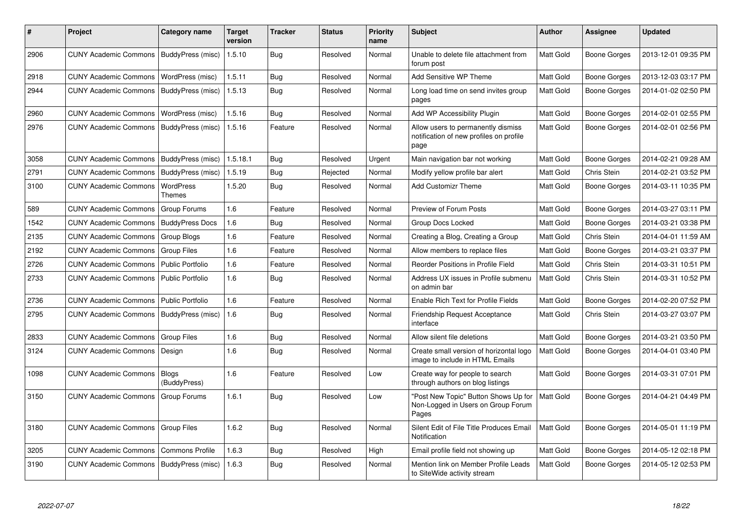| # | Project | Category name | Target version | Tracker | Status | Priority name | Subject | Author | Assignee | Updated |
|---|---|---|---|---|---|---|---|---|---|---|
| 2906 | CUNY Academic Commons | BuddyPress (misc) | 1.5.10 | Bug | Resolved | Normal | Unable to delete file attachment from forum post | Matt Gold | Boone Gorges | 2013-12-01 09:35 PM |
| 2918 | CUNY Academic Commons | WordPress (misc) | 1.5.11 | Bug | Resolved | Normal | Add Sensitive WP Theme | Matt Gold | Boone Gorges | 2013-12-03 03:17 PM |
| 2944 | CUNY Academic Commons | BuddyPress (misc) | 1.5.13 | Bug | Resolved | Normal | Long load time on send invites group pages | Matt Gold | Boone Gorges | 2014-01-02 02:50 PM |
| 2960 | CUNY Academic Commons | WordPress (misc) | 1.5.16 | Bug | Resolved | Normal | Add WP Accessibility Plugin | Matt Gold | Boone Gorges | 2014-02-01 02:55 PM |
| 2976 | CUNY Academic Commons | BuddyPress (misc) | 1.5.16 | Feature | Resolved | Normal | Allow users to permanently dismiss notification of new profiles on profile page | Matt Gold | Boone Gorges | 2014-02-01 02:56 PM |
| 3058 | CUNY Academic Commons | BuddyPress (misc) | 1.5.18.1 | Bug | Resolved | Urgent | Main navigation bar not working | Matt Gold | Boone Gorges | 2014-02-21 09:28 AM |
| 2791 | CUNY Academic Commons | BuddyPress (misc) | 1.5.19 | Bug | Rejected | Normal | Modify yellow profile bar alert | Matt Gold | Chris Stein | 2014-02-21 03:52 PM |
| 3100 | CUNY Academic Commons | WordPress Themes | 1.5.20 | Bug | Resolved | Normal | Add Customizr Theme | Matt Gold | Boone Gorges | 2014-03-11 10:35 PM |
| 589 | CUNY Academic Commons | Group Forums | 1.6 | Feature | Resolved | Normal | Preview of Forum Posts | Matt Gold | Boone Gorges | 2014-03-27 03:11 PM |
| 1542 | CUNY Academic Commons | BuddyPress Docs | 1.6 | Bug | Resolved | Normal | Group Docs Locked | Matt Gold | Boone Gorges | 2014-03-21 03:38 PM |
| 2135 | CUNY Academic Commons | Group Blogs | 1.6 | Feature | Resolved | Normal | Creating a Blog, Creating a Group | Matt Gold | Chris Stein | 2014-04-01 11:59 AM |
| 2192 | CUNY Academic Commons | Group Files | 1.6 | Feature | Resolved | Normal | Allow members to replace files | Matt Gold | Boone Gorges | 2014-03-21 03:37 PM |
| 2726 | CUNY Academic Commons | Public Portfolio | 1.6 | Feature | Resolved | Normal | Reorder Positions in Profile Field | Matt Gold | Chris Stein | 2014-03-31 10:51 PM |
| 2733 | CUNY Academic Commons | Public Portfolio | 1.6 | Bug | Resolved | Normal | Address UX issues in Profile submenu on admin bar | Matt Gold | Chris Stein | 2014-03-31 10:52 PM |
| 2736 | CUNY Academic Commons | Public Portfolio | 1.6 | Feature | Resolved | Normal | Enable Rich Text for Profile Fields | Matt Gold | Boone Gorges | 2014-02-20 07:52 PM |
| 2795 | CUNY Academic Commons | BuddyPress (misc) | 1.6 | Bug | Resolved | Normal | Friendship Request Acceptance interface | Matt Gold | Chris Stein | 2014-03-27 03:07 PM |
| 2833 | CUNY Academic Commons | Group Files | 1.6 | Bug | Resolved | Normal | Allow silent file deletions | Matt Gold | Boone Gorges | 2014-03-21 03:50 PM |
| 3124 | CUNY Academic Commons | Design | 1.6 | Bug | Resolved | Normal | Create small version of horizontal logo image to include in HTML Emails | Matt Gold | Boone Gorges | 2014-04-01 03:40 PM |
| 1098 | CUNY Academic Commons | Blogs (BuddyPress) | 1.6 | Feature | Resolved | Low | Create way for people to search through authors on blog listings | Matt Gold | Boone Gorges | 2014-03-31 07:01 PM |
| 3150 | CUNY Academic Commons | Group Forums | 1.6.1 | Bug | Resolved | Low | "Post New Topic" Button Shows Up for Non-Logged in Users on Group Forum Pages | Matt Gold | Boone Gorges | 2014-04-21 04:49 PM |
| 3180 | CUNY Academic Commons | Group Files | 1.6.2 | Bug | Resolved | Normal | Silent Edit of File Title Produces Email Notification | Matt Gold | Boone Gorges | 2014-05-01 11:19 PM |
| 3205 | CUNY Academic Commons | Commons Profile | 1.6.3 | Bug | Resolved | High | Email profile field not showing up | Matt Gold | Boone Gorges | 2014-05-12 02:18 PM |
| 3190 | CUNY Academic Commons | BuddyPress (misc) | 1.6.3 | Bug | Resolved | Normal | Mention link on Member Profile Leads to SiteWide activity stream | Matt Gold | Boone Gorges | 2014-05-12 02:53 PM |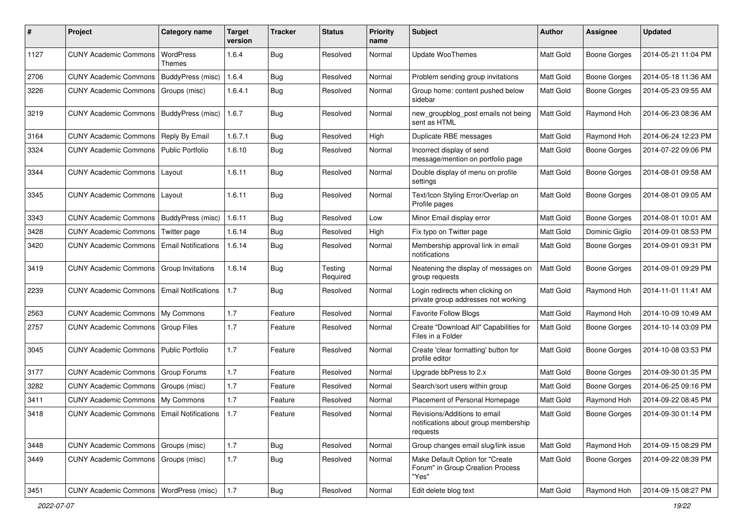| # | Project | Category name | Target version | Tracker | Status | Priority name | Subject | Author | Assignee | Updated |
|---|---|---|---|---|---|---|---|---|---|---|
| 1127 | CUNY Academic Commons | WordPress Themes | 1.6.4 | Bug | Resolved | Normal | Update WooThemes | Matt Gold | Boone Gorges | 2014-05-21 11:04 PM |
| 2706 | CUNY Academic Commons | BuddyPress (misc) | 1.6.4 | Bug | Resolved | Normal | Problem sending group invitations | Matt Gold | Boone Gorges | 2014-05-18 11:36 AM |
| 3226 | CUNY Academic Commons | Groups (misc) | 1.6.4.1 | Bug | Resolved | Normal | Group home: content pushed below sidebar | Matt Gold | Boone Gorges | 2014-05-23 09:55 AM |
| 3219 | CUNY Academic Commons | BuddyPress (misc) | 1.6.7 | Bug | Resolved | Normal | new_groupblog_post emails not being sent as HTML | Matt Gold | Raymond Hoh | 2014-06-23 08:36 AM |
| 3164 | CUNY Academic Commons | Reply By Email | 1.6.7.1 | Bug | Resolved | High | Duplicate RBE messages | Matt Gold | Raymond Hoh | 2014-06-24 12:23 PM |
| 3324 | CUNY Academic Commons | Public Portfolio | 1.6.10 | Bug | Resolved | Normal | Incorrect display of send message/mention on portfolio page | Matt Gold | Boone Gorges | 2014-07-22 09:06 PM |
| 3344 | CUNY Academic Commons | Layout | 1.6.11 | Bug | Resolved | Normal | Double display of menu on profile settings | Matt Gold | Boone Gorges | 2014-08-01 09:58 AM |
| 3345 | CUNY Academic Commons | Layout | 1.6.11 | Bug | Resolved | Normal | Text/Icon Styling Error/Overlap on Profile pages | Matt Gold | Boone Gorges | 2014-08-01 09:05 AM |
| 3343 | CUNY Academic Commons | BuddyPress (misc) | 1.6.11 | Bug | Resolved | Low | Minor Email display error | Matt Gold | Boone Gorges | 2014-08-01 10:01 AM |
| 3428 | CUNY Academic Commons | Twitter page | 1.6.14 | Bug | Resolved | High | Fix typo on Twitter page | Matt Gold | Dominic Giglio | 2014-09-01 08:53 PM |
| 3420 | CUNY Academic Commons | Email Notifications | 1.6.14 | Bug | Resolved | Normal | Membership approval link in email notifications | Matt Gold | Boone Gorges | 2014-09-01 09:31 PM |
| 3419 | CUNY Academic Commons | Group Invitations | 1.6.14 | Bug | Testing Required | Normal | Neatening the display of messages on group requests | Matt Gold | Boone Gorges | 2014-09-01 09:29 PM |
| 2239 | CUNY Academic Commons | Email Notifications | 1.7 | Bug | Resolved | Normal | Login redirects when clicking on private group addresses not working | Matt Gold | Raymond Hoh | 2014-11-01 11:41 AM |
| 2563 | CUNY Academic Commons | My Commons | 1.7 | Feature | Resolved | Normal | Favorite Follow Blogs | Matt Gold | Raymond Hoh | 2014-10-09 10:49 AM |
| 2757 | CUNY Academic Commons | Group Files | 1.7 | Feature | Resolved | Normal | Create "Download All" Capabilities for Files in a Folder | Matt Gold | Boone Gorges | 2014-10-14 03:09 PM |
| 3045 | CUNY Academic Commons | Public Portfolio | 1.7 | Feature | Resolved | Normal | Create 'clear formatting' button for profile editor | Matt Gold | Boone Gorges | 2014-10-08 03:53 PM |
| 3177 | CUNY Academic Commons | Group Forums | 1.7 | Feature | Resolved | Normal | Upgrade bbPress to 2.x | Matt Gold | Boone Gorges | 2014-09-30 01:35 PM |
| 3282 | CUNY Academic Commons | Groups (misc) | 1.7 | Feature | Resolved | Normal | Search/sort users within group | Matt Gold | Boone Gorges | 2014-06-25 09:16 PM |
| 3411 | CUNY Academic Commons | My Commons | 1.7 | Feature | Resolved | Normal | Placement of Personal Homepage | Matt Gold | Raymond Hoh | 2014-09-22 08:45 PM |
| 3418 | CUNY Academic Commons | Email Notifications | 1.7 | Feature | Resolved | Normal | Revisions/Additions to email notifications about group membership requests | Matt Gold | Boone Gorges | 2014-09-30 01:14 PM |
| 3448 | CUNY Academic Commons | Groups (misc) | 1.7 | Bug | Resolved | Normal | Group changes email slug/link issue | Matt Gold | Raymond Hoh | 2014-09-15 08:29 PM |
| 3449 | CUNY Academic Commons | Groups (misc) | 1.7 | Bug | Resolved | Normal | Make Default Option for "Create Forum" in Group Creation Process "Yes" | Matt Gold | Boone Gorges | 2014-09-22 08:39 PM |
| 3451 | CUNY Academic Commons | WordPress (misc) | 1.7 | Bug | Resolved | Normal | Edit delete blog text | Matt Gold | Raymond Hoh | 2014-09-15 08:27 PM |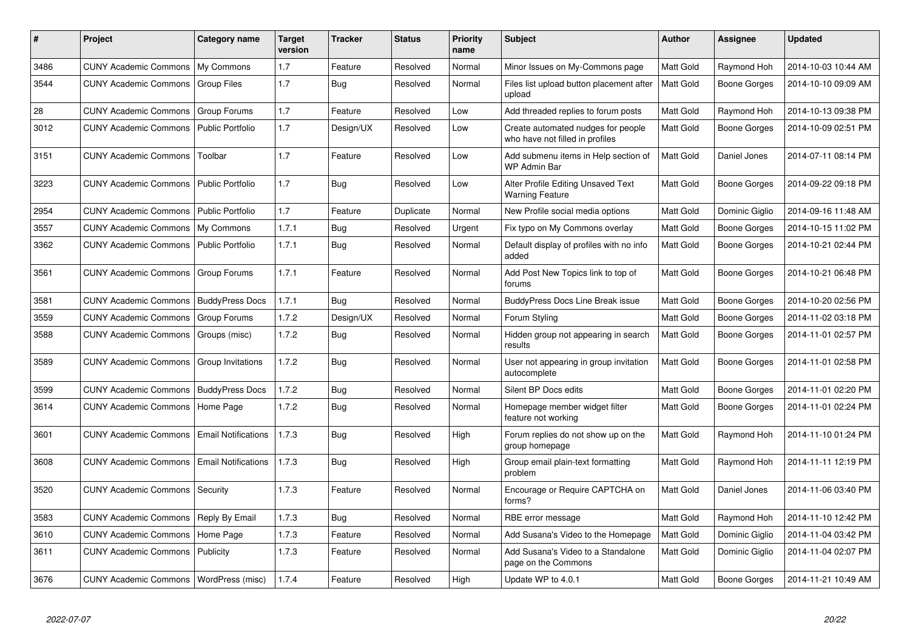| # | Project | Category name | Target version | Tracker | Status | Priority name | Subject | Author | Assignee | Updated |
|---|---|---|---|---|---|---|---|---|---|---|
| 3486 | CUNY Academic Commons | My Commons | 1.7 | Feature | Resolved | Normal | Minor Issues on My-Commons page | Matt Gold | Raymond Hoh | 2014-10-03 10:44 AM |
| 3544 | CUNY Academic Commons | Group Files | 1.7 | Bug | Resolved | Normal | Files list upload button placement after upload | Matt Gold | Boone Gorges | 2014-10-10 09:09 AM |
| 28 | CUNY Academic Commons | Group Forums | 1.7 | Feature | Resolved | Low | Add threaded replies to forum posts | Matt Gold | Raymond Hoh | 2014-10-13 09:38 PM |
| 3012 | CUNY Academic Commons | Public Portfolio | 1.7 | Design/UX | Resolved | Low | Create automated nudges for people who have not filled in profiles | Matt Gold | Boone Gorges | 2014-10-09 02:51 PM |
| 3151 | CUNY Academic Commons | Toolbar | 1.7 | Feature | Resolved | Low | Add submenu items in Help section of WP Admin Bar | Matt Gold | Daniel Jones | 2014-07-11 08:14 PM |
| 3223 | CUNY Academic Commons | Public Portfolio | 1.7 | Bug | Resolved | Low | Alter Profile Editing Unsaved Text Warning Feature | Matt Gold | Boone Gorges | 2014-09-22 09:18 PM |
| 2954 | CUNY Academic Commons | Public Portfolio | 1.7 | Feature | Duplicate | Normal | New Profile social media options | Matt Gold | Dominic Giglio | 2014-09-16 11:48 AM |
| 3557 | CUNY Academic Commons | My Commons | 1.7.1 | Bug | Resolved | Urgent | Fix typo on My Commons overlay | Matt Gold | Boone Gorges | 2014-10-15 11:02 PM |
| 3362 | CUNY Academic Commons | Public Portfolio | 1.7.1 | Bug | Resolved | Normal | Default display of profiles with no info added | Matt Gold | Boone Gorges | 2014-10-21 02:44 PM |
| 3561 | CUNY Academic Commons | Group Forums | 1.7.1 | Feature | Resolved | Normal | Add Post New Topics link to top of forums | Matt Gold | Boone Gorges | 2014-10-21 06:48 PM |
| 3581 | CUNY Academic Commons | BuddyPress Docs | 1.7.1 | Bug | Resolved | Normal | BuddyPress Docs Line Break issue | Matt Gold | Boone Gorges | 2014-10-20 02:56 PM |
| 3559 | CUNY Academic Commons | Group Forums | 1.7.2 | Design/UX | Resolved | Normal | Forum Styling | Matt Gold | Boone Gorges | 2014-11-02 03:18 PM |
| 3588 | CUNY Academic Commons | Groups (misc) | 1.7.2 | Bug | Resolved | Normal | Hidden group not appearing in search results | Matt Gold | Boone Gorges | 2014-11-01 02:57 PM |
| 3589 | CUNY Academic Commons | Group Invitations | 1.7.2 | Bug | Resolved | Normal | User not appearing in group invitation autocomplete | Matt Gold | Boone Gorges | 2014-11-01 02:58 PM |
| 3599 | CUNY Academic Commons | BuddyPress Docs | 1.7.2 | Bug | Resolved | Normal | Silent BP Docs edits | Matt Gold | Boone Gorges | 2014-11-01 02:20 PM |
| 3614 | CUNY Academic Commons | Home Page | 1.7.2 | Bug | Resolved | Normal | Homepage member widget filter feature not working | Matt Gold | Boone Gorges | 2014-11-01 02:24 PM |
| 3601 | CUNY Academic Commons | Email Notifications | 1.7.3 | Bug | Resolved | High | Forum replies do not show up on the group homepage | Matt Gold | Raymond Hoh | 2014-11-10 01:24 PM |
| 3608 | CUNY Academic Commons | Email Notifications | 1.7.3 | Bug | Resolved | High | Group email plain-text formatting problem | Matt Gold | Raymond Hoh | 2014-11-11 12:19 PM |
| 3520 | CUNY Academic Commons | Security | 1.7.3 | Feature | Resolved | Normal | Encourage or Require CAPTCHA on forms? | Matt Gold | Daniel Jones | 2014-11-06 03:40 PM |
| 3583 | CUNY Academic Commons | Reply By Email | 1.7.3 | Bug | Resolved | Normal | RBE error message | Matt Gold | Raymond Hoh | 2014-11-10 12:42 PM |
| 3610 | CUNY Academic Commons | Home Page | 1.7.3 | Feature | Resolved | Normal | Add Susana's Video to the Homepage | Matt Gold | Dominic Giglio | 2014-11-04 03:42 PM |
| 3611 | CUNY Academic Commons | Publicity | 1.7.3 | Feature | Resolved | Normal | Add Susana's Video to a Standalone page on the Commons | Matt Gold | Dominic Giglio | 2014-11-04 02:07 PM |
| 3676 | CUNY Academic Commons | WordPress (misc) | 1.7.4 | Feature | Resolved | High | Update WP to 4.0.1 | Matt Gold | Boone Gorges | 2014-11-21 10:49 AM |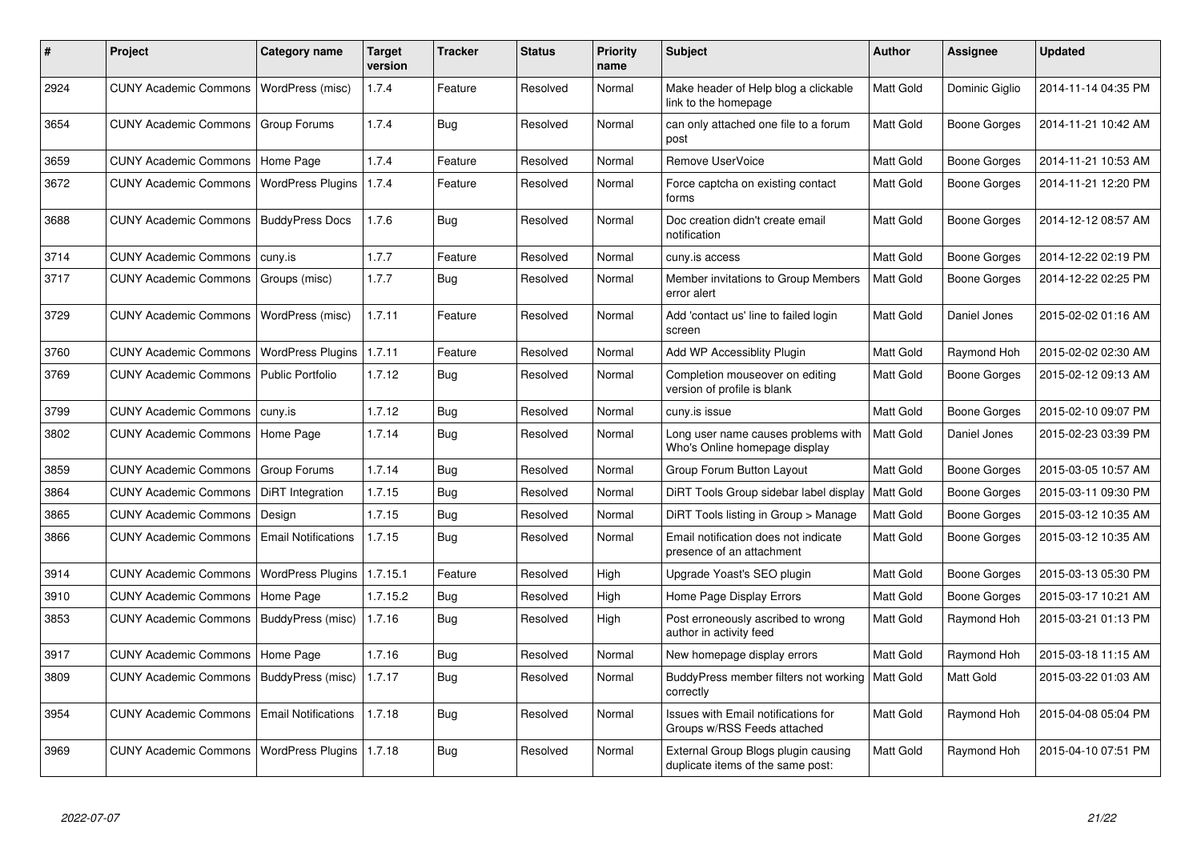| # | Project | Category name | Target version | Tracker | Status | Priority name | Subject | Author | Assignee | Updated |
|---|---|---|---|---|---|---|---|---|---|---|
| 2924 | CUNY Academic Commons | WordPress (misc) | 1.7.4 | Feature | Resolved | Normal | Make header of Help blog a clickable link to the homepage | Matt Gold | Dominic Giglio | 2014-11-14 04:35 PM |
| 3654 | CUNY Academic Commons | Group Forums | 1.7.4 | Bug | Resolved | Normal | can only attached one file to a forum post | Matt Gold | Boone Gorges | 2014-11-21 10:42 AM |
| 3659 | CUNY Academic Commons | Home Page | 1.7.4 | Feature | Resolved | Normal | Remove UserVoice | Matt Gold | Boone Gorges | 2014-11-21 10:53 AM |
| 3672 | CUNY Academic Commons | WordPress Plugins | 1.7.4 | Feature | Resolved | Normal | Force captcha on existing contact forms | Matt Gold | Boone Gorges | 2014-11-21 12:20 PM |
| 3688 | CUNY Academic Commons | BuddyPress Docs | 1.7.6 | Bug | Resolved | Normal | Doc creation didn't create email notification | Matt Gold | Boone Gorges | 2014-12-12 08:57 AM |
| 3714 | CUNY Academic Commons | cuny.is | 1.7.7 | Feature | Resolved | Normal | cuny.is access | Matt Gold | Boone Gorges | 2014-12-22 02:19 PM |
| 3717 | CUNY Academic Commons | Groups (misc) | 1.7.7 | Bug | Resolved | Normal | Member invitations to Group Members error alert | Matt Gold | Boone Gorges | 2014-12-22 02:25 PM |
| 3729 | CUNY Academic Commons | WordPress (misc) | 1.7.11 | Feature | Resolved | Normal | Add 'contact us' line to failed login screen | Matt Gold | Daniel Jones | 2015-02-02 01:16 AM |
| 3760 | CUNY Academic Commons | WordPress Plugins | 1.7.11 | Feature | Resolved | Normal | Add WP Accessiblity Plugin | Matt Gold | Raymond Hoh | 2015-02-02 02:30 AM |
| 3769 | CUNY Academic Commons | Public Portfolio | 1.7.12 | Bug | Resolved | Normal | Completion mouseover on editing version of profile is blank | Matt Gold | Boone Gorges | 2015-02-12 09:13 AM |
| 3799 | CUNY Academic Commons | cuny.is | 1.7.12 | Bug | Resolved | Normal | cuny.is issue | Matt Gold | Boone Gorges | 2015-02-10 09:07 PM |
| 3802 | CUNY Academic Commons | Home Page | 1.7.14 | Bug | Resolved | Normal | Long user name causes problems with Who's Online homepage display | Matt Gold | Daniel Jones | 2015-02-23 03:39 PM |
| 3859 | CUNY Academic Commons | Group Forums | 1.7.14 | Bug | Resolved | Normal | Group Forum Button Layout | Matt Gold | Boone Gorges | 2015-03-05 10:57 AM |
| 3864 | CUNY Academic Commons | DiRT Integration | 1.7.15 | Bug | Resolved | Normal | DiRT Tools Group sidebar label display | Matt Gold | Boone Gorges | 2015-03-11 09:30 PM |
| 3865 | CUNY Academic Commons | Design | 1.7.15 | Bug | Resolved | Normal | DiRT Tools listing in Group > Manage | Matt Gold | Boone Gorges | 2015-03-12 10:35 AM |
| 3866 | CUNY Academic Commons | Email Notifications | 1.7.15 | Bug | Resolved | Normal | Email notification does not indicate presence of an attachment | Matt Gold | Boone Gorges | 2015-03-12 10:35 AM |
| 3914 | CUNY Academic Commons | WordPress Plugins | 1.7.15.1 | Feature | Resolved | High | Upgrade Yoast's SEO plugin | Matt Gold | Boone Gorges | 2015-03-13 05:30 PM |
| 3910 | CUNY Academic Commons | Home Page | 1.7.15.2 | Bug | Resolved | High | Home Page Display Errors | Matt Gold | Boone Gorges | 2015-03-17 10:21 AM |
| 3853 | CUNY Academic Commons | BuddyPress (misc) | 1.7.16 | Bug | Resolved | High | Post erroneously ascribed to wrong author in activity feed | Matt Gold | Raymond Hoh | 2015-03-21 01:13 PM |
| 3917 | CUNY Academic Commons | Home Page | 1.7.16 | Bug | Resolved | Normal | New homepage display errors | Matt Gold | Raymond Hoh | 2015-03-18 11:15 AM |
| 3809 | CUNY Academic Commons | BuddyPress (misc) | 1.7.17 | Bug | Resolved | Normal | BuddyPress member filters not working correctly | Matt Gold | Matt Gold | 2015-03-22 01:03 AM |
| 3954 | CUNY Academic Commons | Email Notifications | 1.7.18 | Bug | Resolved | Normal | Issues with Email notifications for Groups w/RSS Feeds attached | Matt Gold | Raymond Hoh | 2015-04-08 05:04 PM |
| 3969 | CUNY Academic Commons | WordPress Plugins | 1.7.18 | Bug | Resolved | Normal | External Group Blogs plugin causing duplicate items of the same post: | Matt Gold | Raymond Hoh | 2015-04-10 07:51 PM |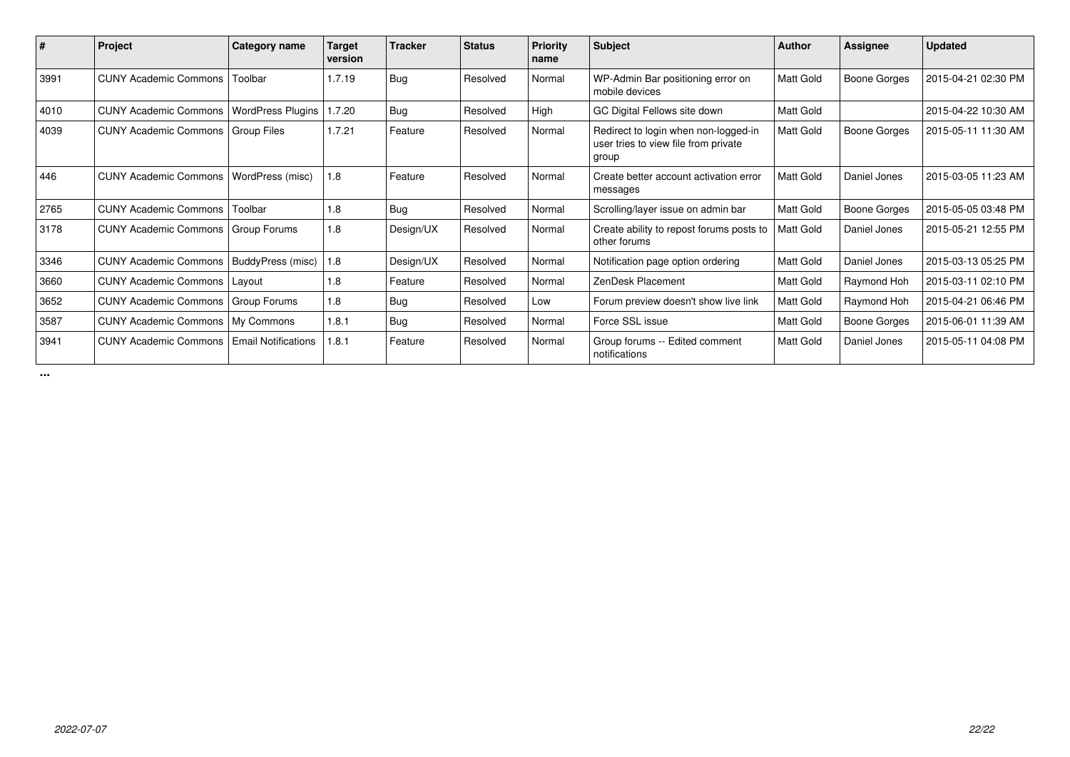| # | Project | Category name | Target version | Tracker | Status | Priority name | Subject | Author | Assignee | Updated |
|---|---|---|---|---|---|---|---|---|---|---|
| 3991 | CUNY Academic Commons | Toolbar | 1.7.19 | Bug | Resolved | Normal | WP-Admin Bar positioning error on mobile devices | Matt Gold | Boone Gorges | 2015-04-21 02:30 PM |
| 4010 | CUNY Academic Commons | WordPress Plugins | 1.7.20 | Bug | Resolved | High | GC Digital Fellows site down | Matt Gold | | 2015-04-22 10:30 AM |
| 4039 | CUNY Academic Commons | Group Files | 1.7.21 | Feature | Resolved | Normal | Redirect to login when non-logged-in user tries to view file from private group | Matt Gold | Boone Gorges | 2015-05-11 11:30 AM |
| 446 | CUNY Academic Commons | WordPress (misc) | 1.8 | Feature | Resolved | Normal | Create better account activation error messages | Matt Gold | Daniel Jones | 2015-03-05 11:23 AM |
| 2765 | CUNY Academic Commons | Toolbar | 1.8 | Bug | Resolved | Normal | Scrolling/layer issue on admin bar | Matt Gold | Boone Gorges | 2015-05-05 03:48 PM |
| 3178 | CUNY Academic Commons | Group Forums | 1.8 | Design/UX | Resolved | Normal | Create ability to repost forums posts to other forums | Matt Gold | Daniel Jones | 2015-05-21 12:55 PM |
| 3346 | CUNY Academic Commons | BuddyPress (misc) | 1.8 | Design/UX | Resolved | Normal | Notification page option ordering | Matt Gold | Daniel Jones | 2015-03-13 05:25 PM |
| 3660 | CUNY Academic Commons | Layout | 1.8 | Feature | Resolved | Normal | ZenDesk Placement | Matt Gold | Raymond Hoh | 2015-03-11 02:10 PM |
| 3652 | CUNY Academic Commons | Group Forums | 1.8 | Bug | Resolved | Low | Forum preview doesn't show live link | Matt Gold | Raymond Hoh | 2015-04-21 06:46 PM |
| 3587 | CUNY Academic Commons | My Commons | 1.8.1 | Bug | Resolved | Normal | Force SSL issue | Matt Gold | Boone Gorges | 2015-06-01 11:39 AM |
| 3941 | CUNY Academic Commons | Email Notifications | 1.8.1 | Feature | Resolved | Normal | Group forums -- Edited comment notifications | Matt Gold | Daniel Jones | 2015-05-11 04:08 PM |

...